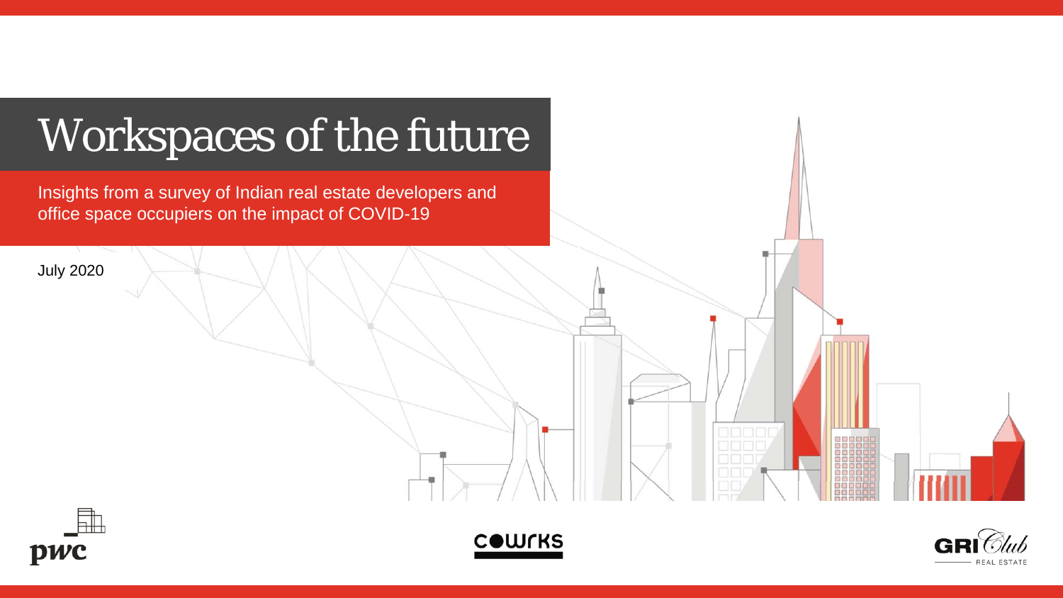# Workspaces of the future

Insights from a survey of Indian real estate developers and office space occupiers on the impact of COVID-19

July 2020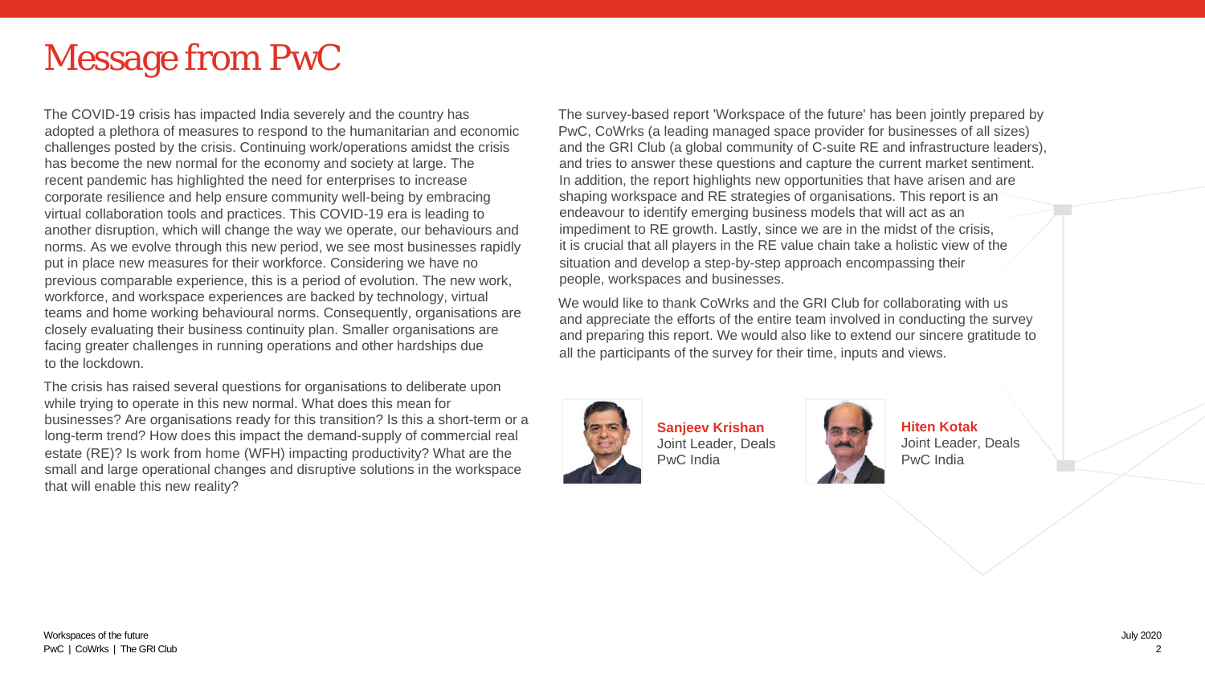# Message from PwC

The COVID-19 crisis has impacted India severely and the country has adopted a plethora of measures to respond to the humanitarian and economic challenges posted by the crisis. Continuing work/operations amidst the crisis has become the new normal for the economy and society at large. The recent pandemic has highlighted the need for enterprises to increase corporate resilience and help ensure community well-being by embracing virtual collaboration tools and practices. This COVID-19 era is leading to another disruption, which will change the way we operate, our behaviours and norms. As we evolve through this new period, we see most businesses rapidly put in place new measures for their workforce. Considering we have no previous comparable experience, this is a period of evolution. The new work, workforce, and workspace experiences are backed by technology, virtual teams and home working behavioural norms. Consequently, organisations are closely evaluating their business continuity plan. Smaller organisations are facing greater challenges in running operations and other hardships due to the lockdown.

The crisis has raised several questions for organisations to deliberate upon while trying to operate in this new normal. What does this mean for businesses? Are organisations ready for this transition? Is this a short-term or a long-term trend? How does this impact the demand-supply of commercial real estate (RE)? Is work from home (WFH) impacting productivity? What are the small and large operational changes and disruptive solutions in the workspace that will enable this new reality?

The survey-based report 'Workspace of the future' has been jointly prepared by PwC, CoWrks (a leading managed space provider for businesses of all sizes) and the GRI Club (a global community of C-suite RE and infrastructure leaders), and tries to answer these questions and capture the current market sentiment. In addition, the report highlights new opportunities that have arisen and are shaping workspace and RE strategies of organisations. This report is an endeavour to identify emerging business models that will act as an impediment to RE growth. Lastly, since we are in the midst of the crisis, it is crucial that all players in the RE value chain take a holistic view of the situation and develop a step-by-step approach encompassing their people, workspaces and businesses.

We would like to thank CoWrks and the GRI Club for collaborating with us and appreciate the efforts of the entire team involved in conducting the survey and preparing this report. We would also like to extend our sincere gratitude to all the participants of the survey for their time, inputs and views.

**Sanjeev Krishan**
Joint Leader, Deals
PwC India

**Hiten Kotak**
Joint Leader, Deals
PwC India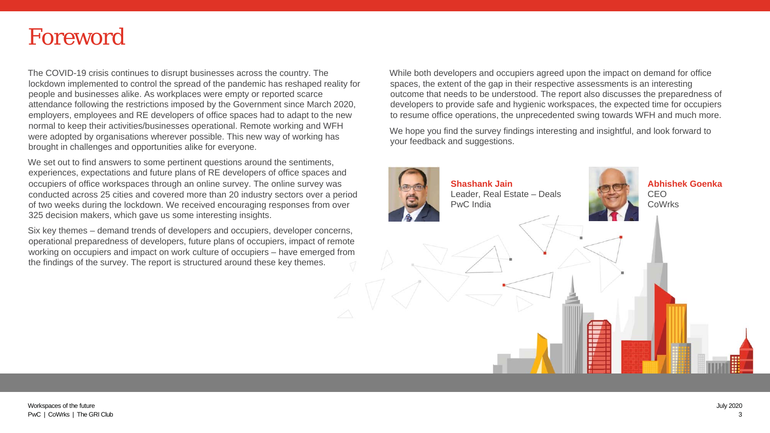# Foreword

The COVID-19 crisis continues to disrupt businesses across the country. The lockdown implemented to control the spread of the pandemic has reshaped reality for people and businesses alike. As workplaces were empty or reported scarce attendance following the restrictions imposed by the Government since March 2020, employers, employees and RE developers of office spaces had to adapt to the new normal to keep their activities/businesses operational. Remote working and WFH were adopted by organisations wherever possible. This new way of working has brought in challenges and opportunities alike for everyone.

We set out to find answers to some pertinent questions around the sentiments, experiences, expectations and future plans of RE developers of office spaces and occupiers of office workspaces through an online survey. The online survey was conducted across 25 cities and covered more than 20 industry sectors over a period of two weeks during the lockdown. We received encouraging responses from over 325 decision makers, which gave us some interesting insights.

Six key themes – demand trends of developers and occupiers, developer concerns, operational preparedness of developers, future plans of occupiers, impact of remote working on occupiers and impact on work culture of occupiers – have emerged from the findings of the survey. The report is structured around these key themes.

While both developers and occupiers agreed upon the impact on demand for office spaces, the extent of the gap in their respective assessments is an interesting outcome that needs to be understood. The report also discusses the preparedness of developers to provide safe and hygienic workspaces, the expected time for occupiers to resume office operations, the unprecedented swing towards WFH and much more.

We hope you find the survey findings interesting and insightful, and look forward to your feedback and suggestions.

**Shashank Jain**
Leader, Real Estate – Deals
PwC India

**Abhishek Goenka**
CEO
CoWrks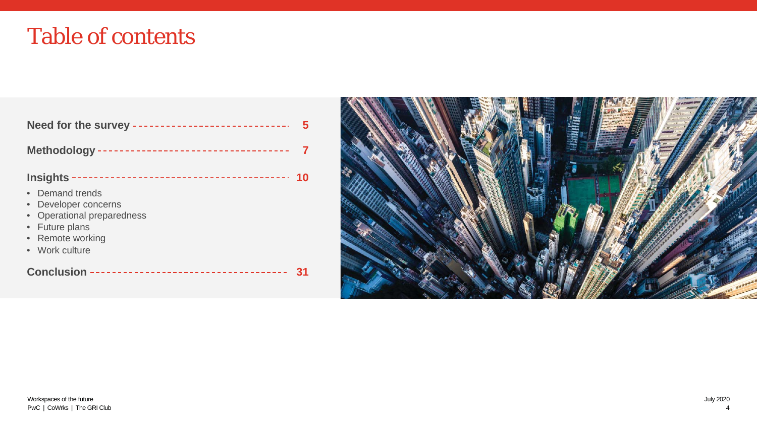# Table of contents

**Need for the survey** ---------------------------- **5**

**Methodology** -------------------------------- **7**

**Insights** ----------------------------------- **10**

- Demand trends
- Developer concerns
- Operational preparedness
- Future plans
- Remote working
- Work culture

**Conclusion** --------------------------------- **31**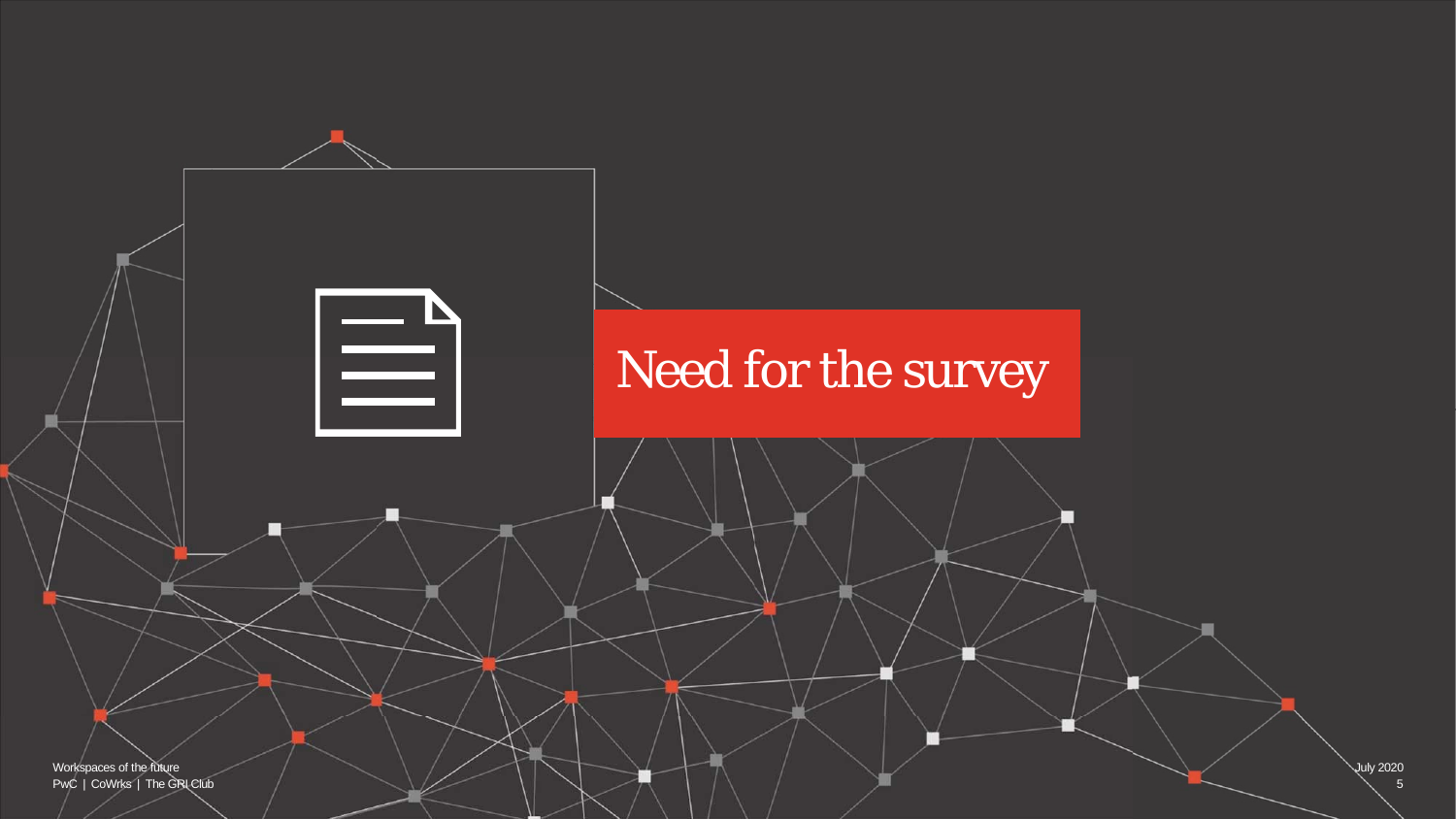# Need for the survey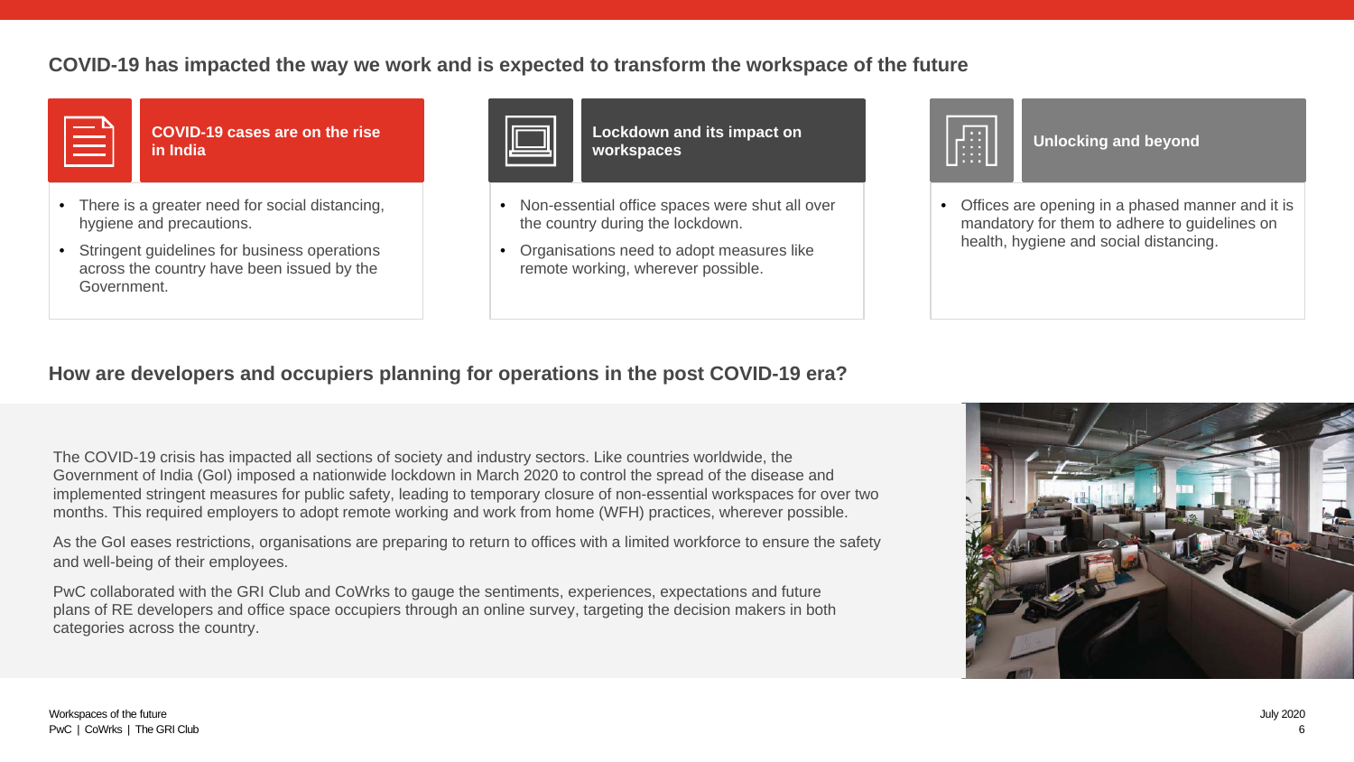## COVID-19 has impacted the way we work and is expected to transform the workspace of the future

### COVID-19 cases are on the rise in India

- There is a greater need for social distancing, hygiene and precautions.
- Stringent guidelines for business operations across the country have been issued by the Government.

### Lockdown and its impact on workspaces

- Non-essential office spaces were shut all over the country during the lockdown.
- Organisations need to adopt measures like remote working, wherever possible.

### Unlocking and beyond

- Offices are opening in a phased manner and it is mandatory for them to adhere to guidelines on health, hygiene and social distancing.

## How are developers and occupiers planning for operations in the post COVID-19 era?

The COVID-19 crisis has impacted all sections of society and industry sectors. Like countries worldwide, the Government of India (GoI) imposed a nationwide lockdown in March 2020 to control the spread of the disease and implemented stringent measures for public safety, leading to temporary closure of non-essential workspaces for over two months. This required employers to adopt remote working and work from home (WFH) practices, wherever possible.

As the GoI eases restrictions, organisations are preparing to return to offices with a limited workforce to ensure the safety and well-being of their employees.

PwC collaborated with the GRI Club and CoWrks to gauge the sentiments, experiences, expectations and future plans of RE developers and office space occupiers through an online survey, targeting the decision makers in both categories across the country.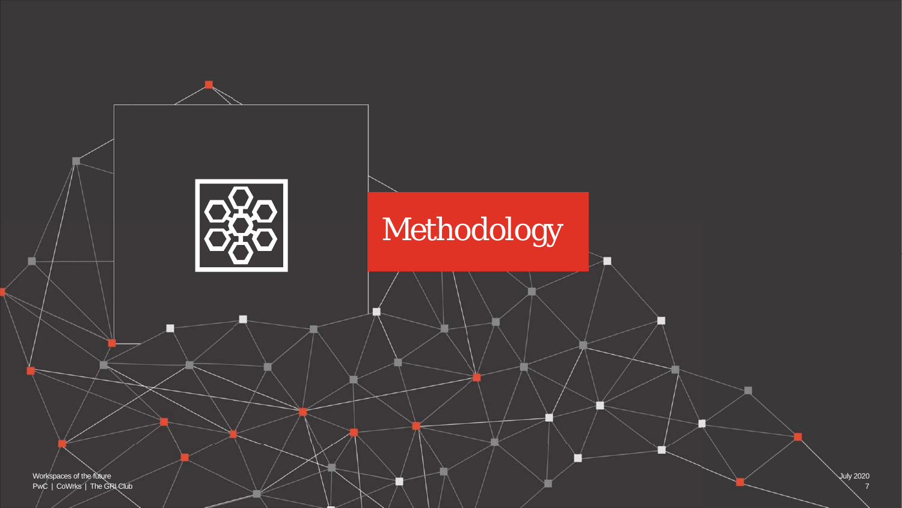# Methodology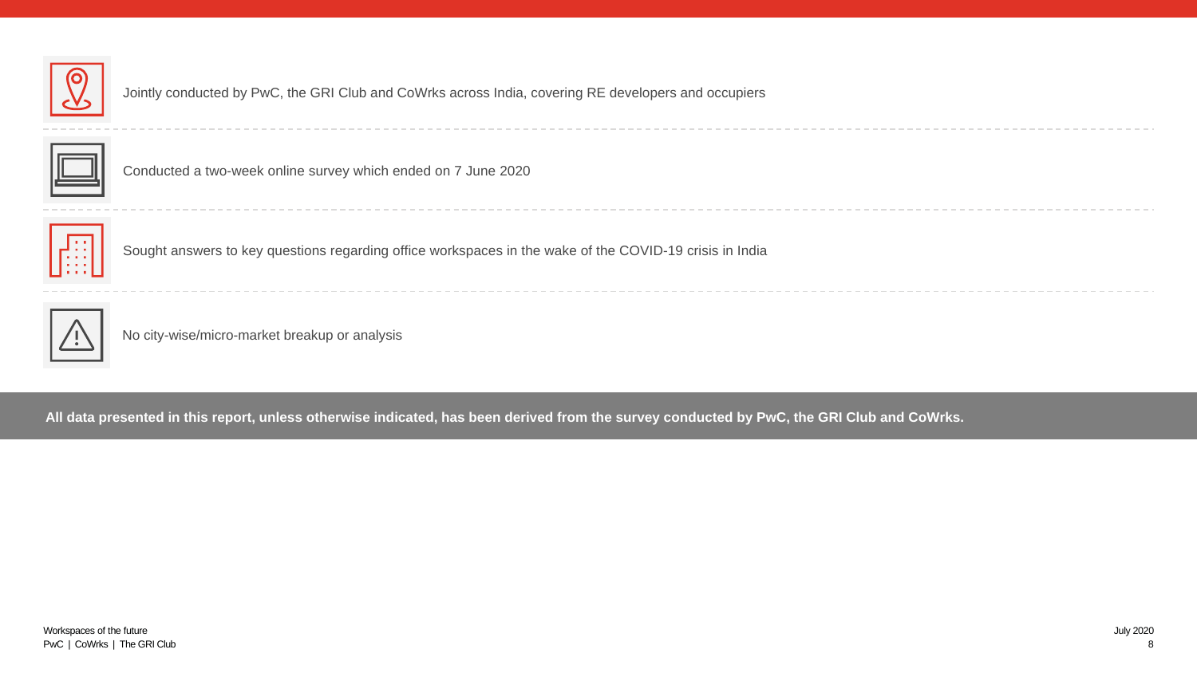- Jointly conducted by PwC, the GRI Club and CoWrks across India, covering RE developers and occupiers

- Conducted a two-week online survey which ended on 7 June 2020

- Sought answers to key questions regarding office workspaces in the wake of the COVID-19 crisis in India

- No city-wise/micro-market breakup or analysis

**All data presented in this report, unless otherwise indicated, has been derived from the survey conducted by PwC, the GRI Club and CoWrks.**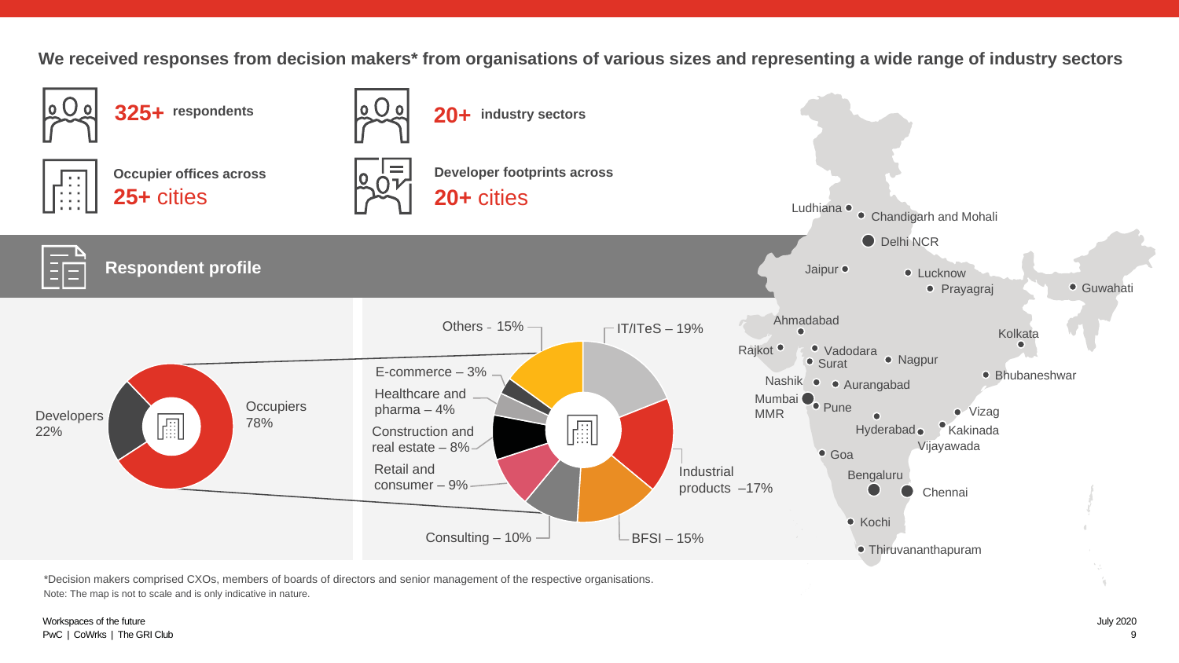We received responses from decision makers* from organisations of various sizes and representing a wide range of industry sectors

**325+** respondents

**20+** industry sectors

Occupier offices across **25+** cities

Developer footprints across **20+** cities

## Respondent profile

- Developers 22%
- Occupiers 78%

| Occupier sector | Share |
|---|---|
| IT/ITeS | 19% |
| Industrial products | 17% |
| BFSI | 15% |
| Consulting | 10% |
| Retail and consumer | 9% |
| Construction and real estate | 8% |
| Healthcare and pharma | 4% |
| E-commerce | 3% |
| Others | 15% |

Cities: Ludhiana, Chandigarh and Mohali, Delhi NCR, Jaipur, Lucknow, Prayagraj, Guwahati, Ahmadabad, Kolkata, Rajkot, Vadodara, Surat, Nagpur, Bhubaneshwar, Nashik, Aurangabad, Mumbai MMR, Pune, Vizag, Hyderabad, Kakinada, Vijayawada, Goa, Bengaluru, Chennai, Kochi, Thiruvananthapuram

*Decision makers comprised CXOs, members of boards of directors and senior management of the respective organisations.

Note: The map is not to scale and is only indicative in nature.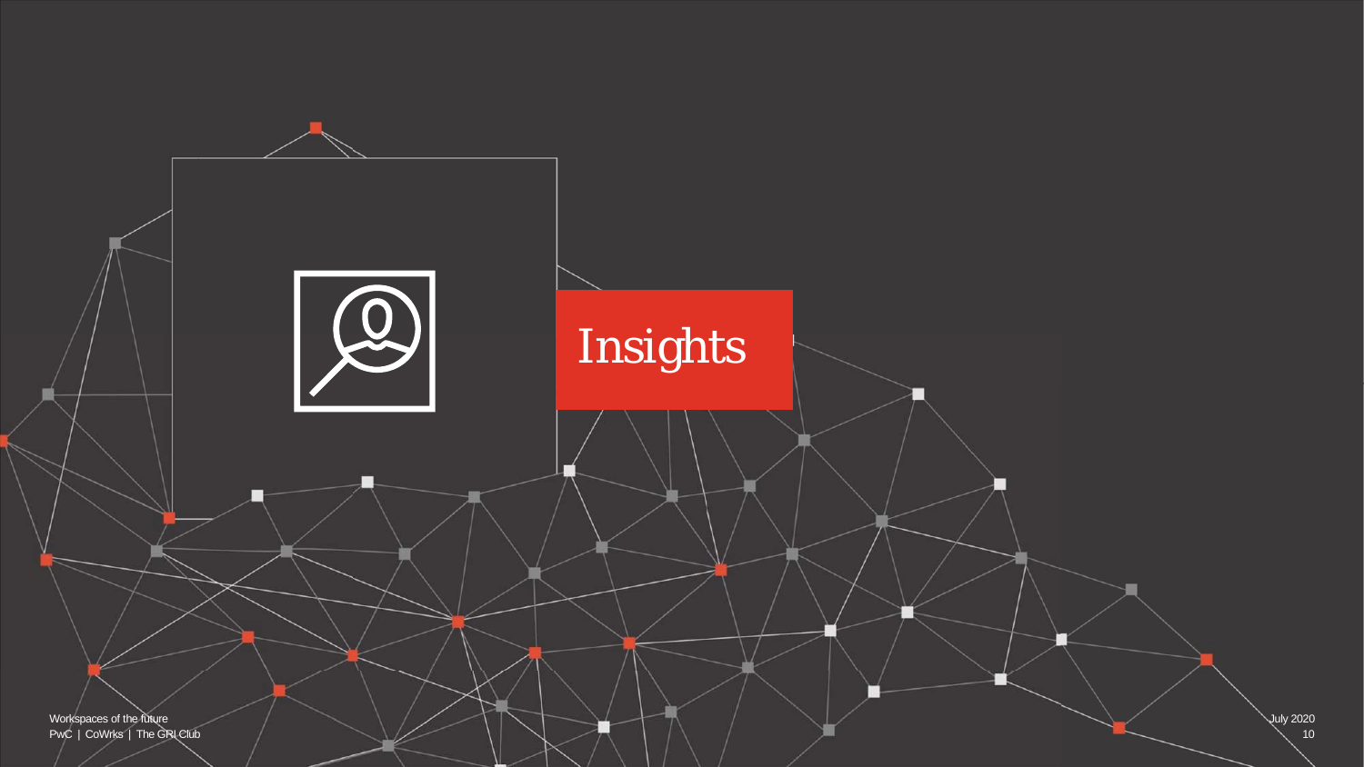# Insights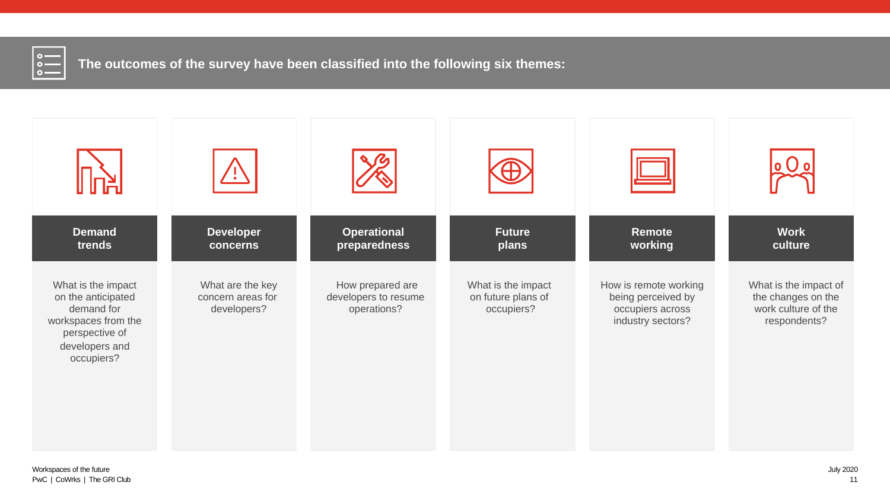## The outcomes of the survey have been classified into the following six themes:

### Demand trends

What is the impact on the anticipated demand for workspaces from the perspective of developers and occupiers?

### Developer concerns

What are the key concern areas for developers?

### Operational preparedness

How prepared are developers to resume operations?

### Future plans

What is the impact on future plans of occupiers?

### Remote working

How is remote working being perceived by occupiers across industry sectors?

### Work culture

What is the impact of the changes on the work culture of the respondents?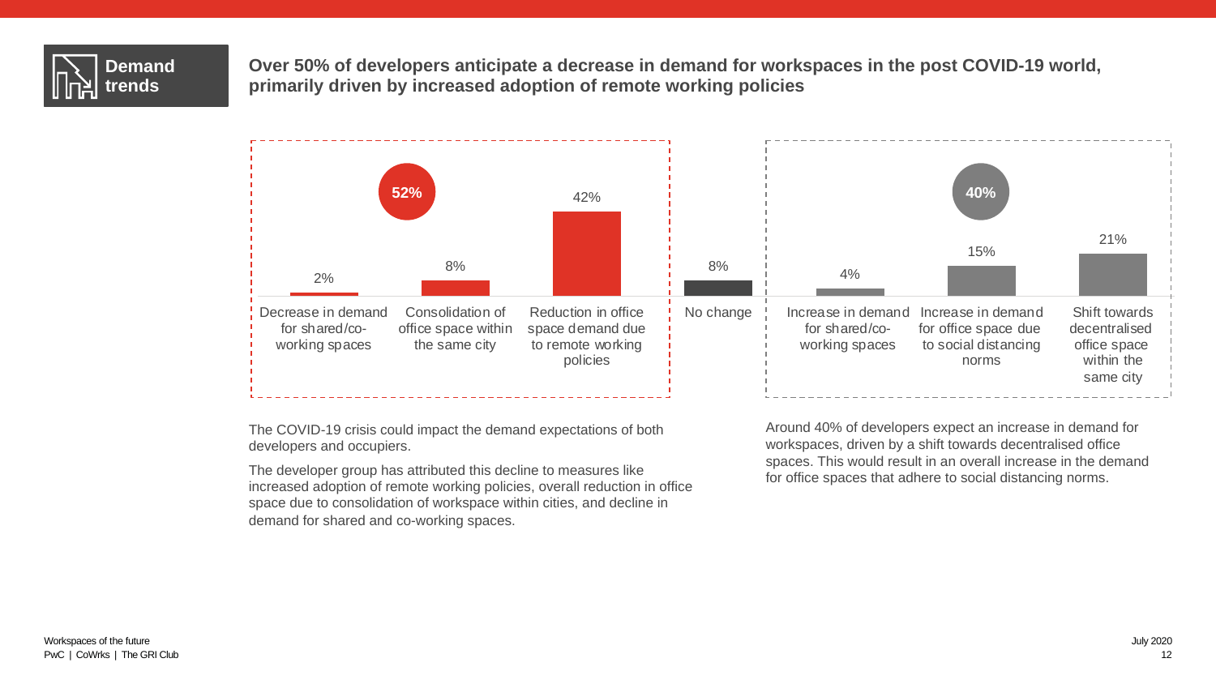**Demand trends**

## Over 50% of developers anticipate a decrease in demand for workspaces in the post COVID-19 world, primarily driven by increased adoption of remote working policies

**52%**

| Category | Share |
| --- | --- |
| Decrease in demand for shared/co-working spaces | 2% |
| Consolidation of office space within the same city | 8% |
| Reduction in office space demand due to remote working policies | 42% |

| Category | Share |
| --- | --- |
| No change | 8% |

**40%**

| Category | Share |
| --- | --- |
| Increase in demand for shared/co-working spaces | 4% |
| Increase in demand for office space due to social distancing norms | 15% |
| Shift towards decentralised office space within the same city | 21% |

The COVID-19 crisis could impact the demand expectations of both developers and occupiers.

The developer group has attributed this decline to measures like increased adoption of remote working policies, overall reduction in office space due to consolidation of workspace within cities, and decline in demand for shared and co-working spaces.

Around 40% of developers expect an increase in demand for workspaces, driven by a shift towards decentralised office spaces. This would result in an overall increase in the demand for office spaces that adhere to social distancing norms.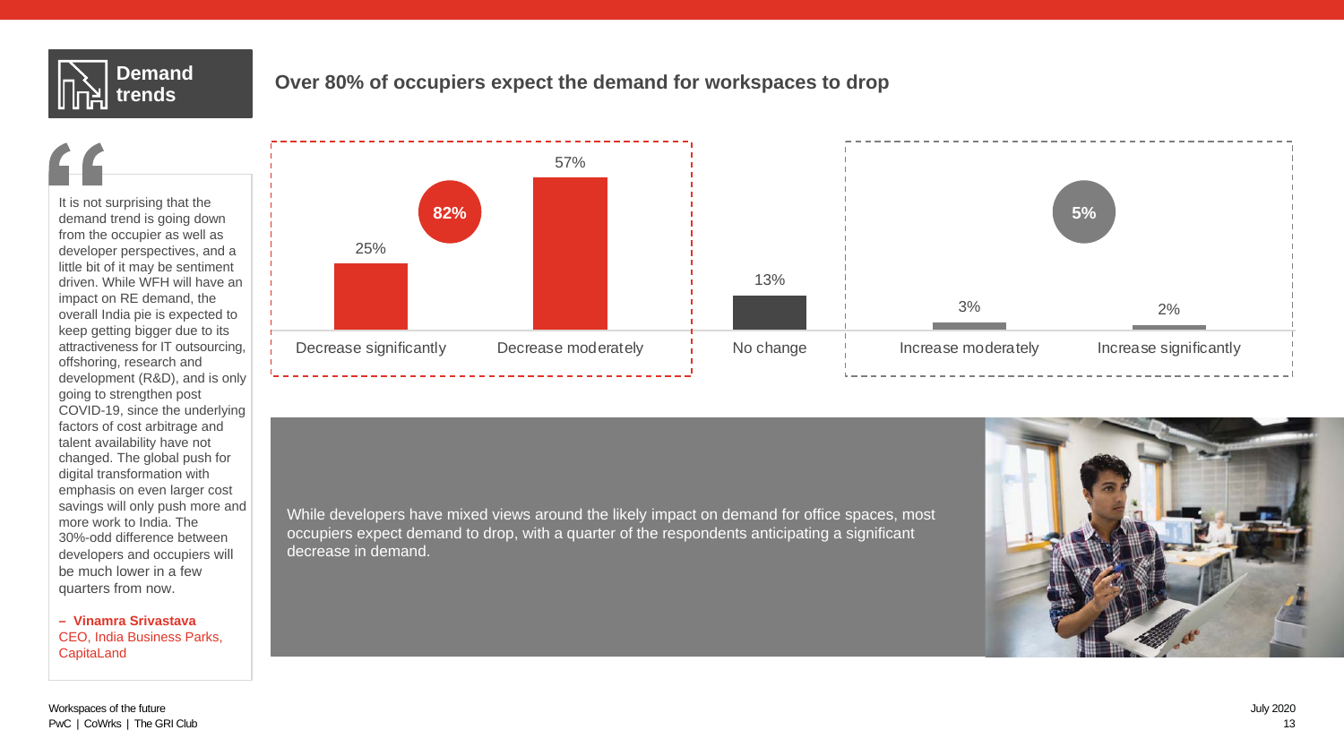# Demand trends

## Over 80% of occupiers expect the demand for workspaces to drop

It is not surprising that the demand trend is going down from the occupier as well as developer perspectives, and a little bit of it may be sentiment driven. While WFH will have an impact on RE demand, the overall India pie is expected to keep getting bigger due to its attractiveness for IT outsourcing, offshoring, research and development (R&D), and is only going to strengthen post COVID-19, since the underlying factors of cost arbitrage and talent availability have not changed. The global push for digital transformation with emphasis on even larger cost savings will only push more and more work to India. The 30%-odd difference between developers and occupiers will be much lower in a few quarters from now.

**– Vinamra Srivastava**
CEO, India Business Parks, CapitaLand

| Response | Share |
|---|---|
| Decrease significantly | 25% |
| Decrease moderately | 57% |
| **Total decrease** | **82%** |
| No change | 13% |
| Increase moderately | 3% |
| Increase significantly | 2% |
| **Total increase** | **5%** |

While developers have mixed views around the likely impact on demand for office spaces, most occupiers expect demand to drop, with a quarter of the respondents anticipating a significant decrease in demand.

Workspaces of the future
PwC | CoWrks | The GRI Club

July 2020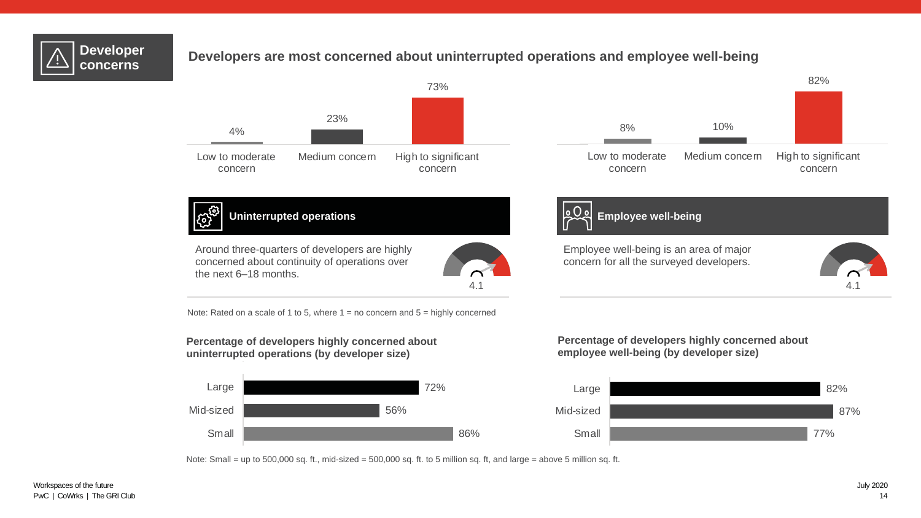## Developer concerns

### Developers are most concerned about uninterrupted operations and employee well-being

| | Low to moderate concern | Medium concern | High to significant concern |
|---|---|---|---|
| Uninterrupted operations | 4% | 23% | 73% |
| Employee well-being | 8% | 10% | 82% |

**Uninterrupted operations**

Around three-quarters of developers are highly concerned about continuity of operations over the next 6–18 months.

4.1

**Employee well-being**

Employee well-being is an area of major concern for all the surveyed developers.

4.1

Note: Rated on a scale of 1 to 5, where 1 = no concern and 5 = highly concerned

**Percentage of developers highly concerned about uninterrupted operations (by developer size)**

| Developer size | % |
|---|---|
| Large | 72% |
| Mid-sized | 56% |
| Small | 86% |

**Percentage of developers highly concerned about employee well-being (by developer size)**

| Developer size | % |
|---|---|
| Large | 82% |
| Mid-sized | 87% |
| Small | 77% |

Note: Small = up to 500,000 sq. ft., mid-sized = 500,000 sq. ft. to 5 million sq. ft, and large = above 5 million sq. ft.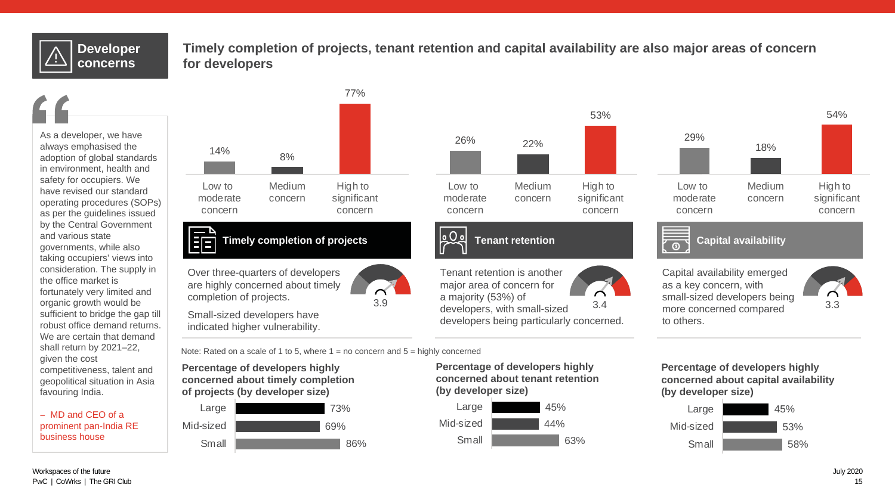## Developer concerns

### Timely completion of projects, tenant retention and capital availability are also major areas of concern for developers

> As a developer, we have always emphasised the adoption of global standards in environment, health and safety for occupiers. We have revised our standard operating procedures (SOPs) as per the guidelines issued by the Central Government and various state governments, while also taking occupiers' views into consideration. The supply in the office market is fortunately very limited and organic growth would be sufficient to bridge the gap till robust office demand returns. We are certain that demand shall return by 2021–22, given the cost competitiveness, talent and geopolitical situation in Asia favouring India.
>
> – MD and CEO of a prominent pan-India RE business house

| | Low to moderate concern | Medium concern | High to significant concern |
|---|---|---|---|
| Timely completion of projects | 14% | 8% | 77% |
| Tenant retention | 26% | 22% | 53% |
| Capital availability | 29% | 18% | 54% |

**Timely completion of projects** (3.9)

Over three-quarters of developers are highly concerned about timely completion of projects.

Small-sized developers have indicated higher vulnerability.

**Tenant retention** (3.4)

Tenant retention is another major area of concern for a majority (53%) of developers, with small-sized developers being particularly concerned.

**Capital availability** (3.3)

Capital availability emerged as a key concern, with small-sized developers being more concerned compared to others.

Note: Rated on a scale of 1 to 5, where 1 = no concern and 5 = highly concerned

**Percentage of developers highly concerned (by developer size)**

| Developer size | Timely completion of projects | Tenant retention | Capital availability |
|---|---|---|---|
| Large | 73% | 45% | 45% |
| Mid-sized | 69% | 44% | 53% |
| Small | 86% | 63% | 58% |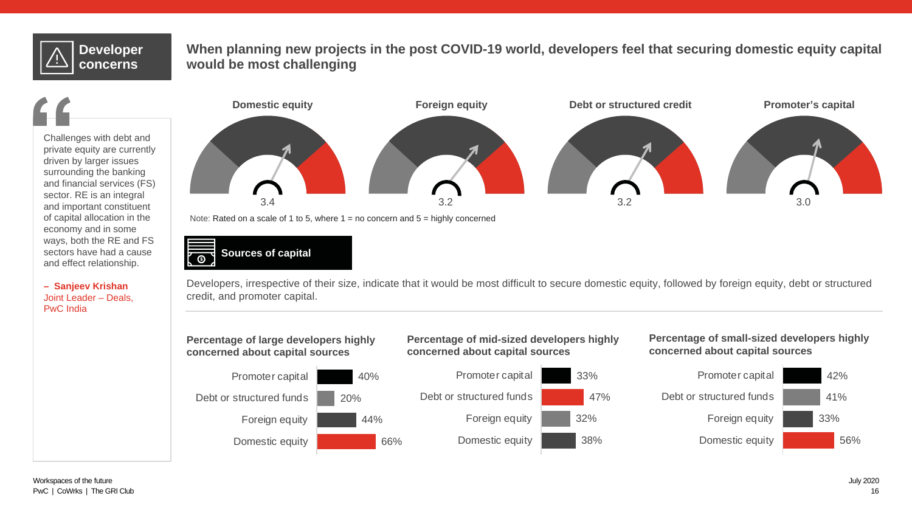## Developer concerns

### When planning new projects in the post COVID-19 world, developers feel that securing domestic equity capital would be most challenging

> Challenges with debt and private equity are currently driven by larger issues surrounding the banking and financial services (FS) sector. RE is an integral and important constituent of capital allocation in the economy and in some ways, both the RE and FS sectors have had a cause and effect relationship.
>
> **– Sanjeev Krishan**
> Joint Leader – Deals, PwC India

| Domestic equity | Foreign equity | Debt or structured credit | Promoter's capital |
| --- | --- | --- | --- |
| 3.4 | 3.2 | 3.2 | 3.0 |

Note: Rated on a scale of 1 to 5, where 1 = no concern and 5 = highly concerned

### Sources of capital

Developers, irrespective of their size, indicate that it would be most difficult to secure domestic equity, followed by foreign equity, debt or structured credit, and promoter capital.

**Percentage of large developers highly concerned about capital sources**

| Source | % |
| --- | --- |
| Promoter capital | 40% |
| Debt or structured funds | 20% |
| Foreign equity | 44% |
| Domestic equity | 66% |

**Percentage of mid-sized developers highly concerned about capital sources**

| Source | % |
| --- | --- |
| Promoter capital | 33% |
| Debt or structured funds | 47% |
| Foreign equity | 32% |
| Domestic equity | 38% |

**Percentage of small-sized developers highly concerned about capital sources**

| Source | % |
| --- | --- |
| Promoter capital | 42% |
| Debt or structured funds | 41% |
| Foreign equity | 33% |
| Domestic equity | 56% |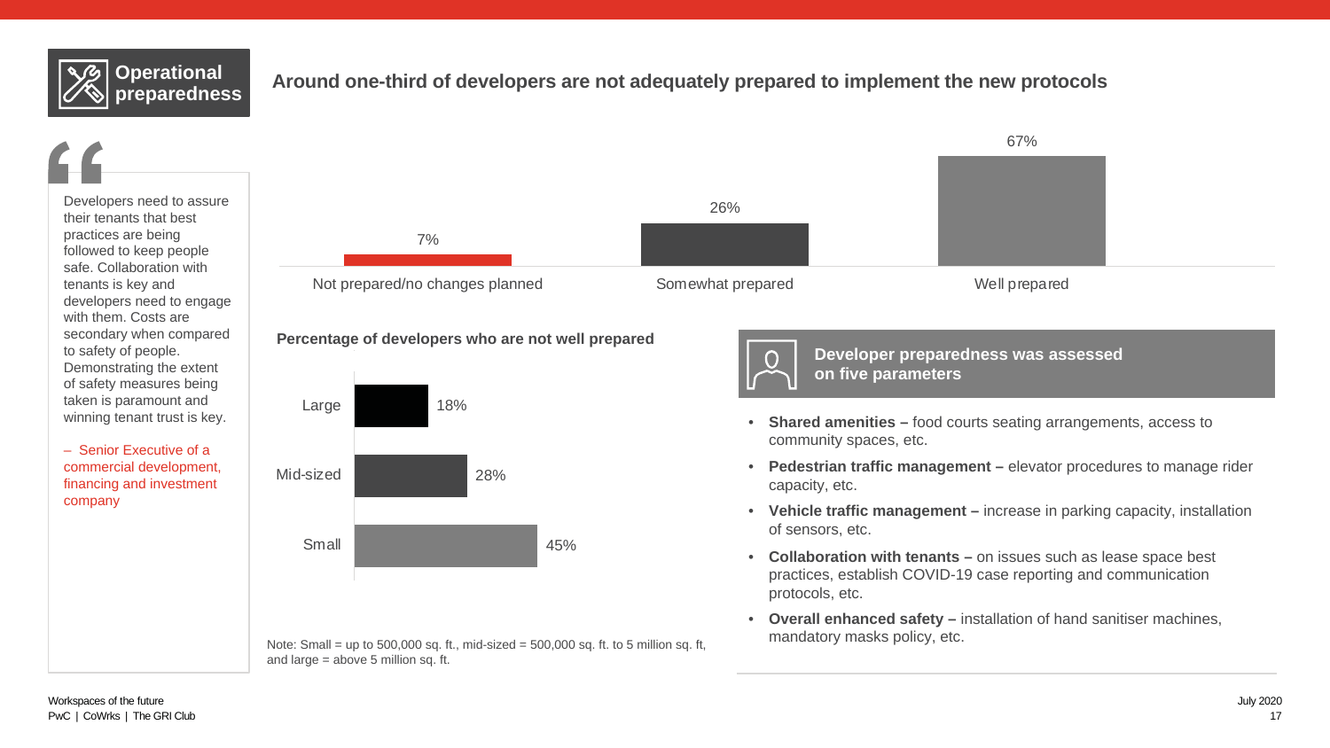## Operational preparedness

# Around one-third of developers are not adequately prepared to implement the new protocols

"Developers need to assure their tenants that best practices are being followed to keep people safe. Collaboration with tenants is key and developers need to engage with them. Costs are secondary when compared to safety of people. Demonstrating the extent of safety measures being taken is paramount and winning tenant trust is key.

– Senior Executive of a commercial development, financing and investment company

| Not prepared/no changes planned | Somewhat prepared | Well prepared |
|---|---|---|
| 7% | 26% | 67% |

**Percentage of developers who are not well prepared**

| Size | Percentage |
|---|---|
| Large | 18% |
| Mid-sized | 28% |
| Small | 45% |

Note: Small = up to 500,000 sq. ft., mid-sized = 500,000 sq. ft. to 5 million sq. ft, and large = above 5 million sq. ft.

**Developer preparedness was assessed on five parameters**

- **Shared amenities –** food courts seating arrangements, access to community spaces, etc.
- **Pedestrian traffic management –** elevator procedures to manage rider capacity, etc.
- **Vehicle traffic management –** increase in parking capacity, installation of sensors, etc.
- **Collaboration with tenants –** on issues such as lease space best practices, establish COVID-19 case reporting and communication protocols, etc.
- **Overall enhanced safety –** installation of hand sanitiser machines, mandatory masks policy, etc.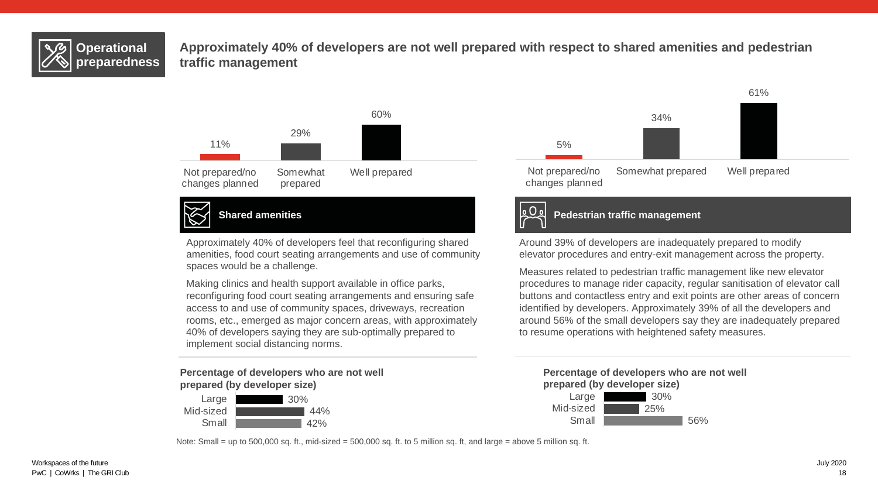**Operational preparedness**

# Approximately 40% of developers are not well prepared with respect to shared amenities and pedestrian traffic management

| Not prepared/no changes planned | Somewhat prepared | Well prepared |
|---|---|---|
| 11% | 29% | 60% |

## Shared amenities

Approximately 40% of developers feel that reconfiguring shared amenities, food court seating arrangements and use of community spaces would be a challenge.

Making clinics and health support available in office parks, reconfiguring food court seating arrangements and ensuring safe access to and use of community spaces, driveways, recreation rooms, etc., emerged as major concern areas, with approximately 40% of developers saying they are sub-optimally prepared to implement social distancing norms.

**Percentage of developers who are not well prepared (by developer size)**

| Developer size | % |
|---|---|
| Large | 30% |
| Mid-sized | 44% |
| Small | 42% |

| Not prepared/no changes planned | Somewhat prepared | Well prepared |
|---|---|---|
| 5% | 34% | 61% |

## Pedestrian traffic management

Around 39% of developers are inadequately prepared to modify elevator procedures and entry-exit management across the property.

Measures related to pedestrian traffic management like new elevator procedures to manage rider capacity, regular sanitisation of elevator call buttons and contactless entry and exit points are other areas of concern identified by developers. Approximately 39% of all the developers and around 56% of the small developers say they are inadequately prepared to resume operations with heightened safety measures.

**Percentage of developers who are not well prepared (by developer size)**

| Developer size | % |
|---|---|
| Large | 30% |
| Mid-sized | 25% |
| Small | 56% |

Note: Small = up to 500,000 sq. ft., mid-sized = 500,000 sq. ft. to 5 million sq. ft, and large = above 5 million sq. ft.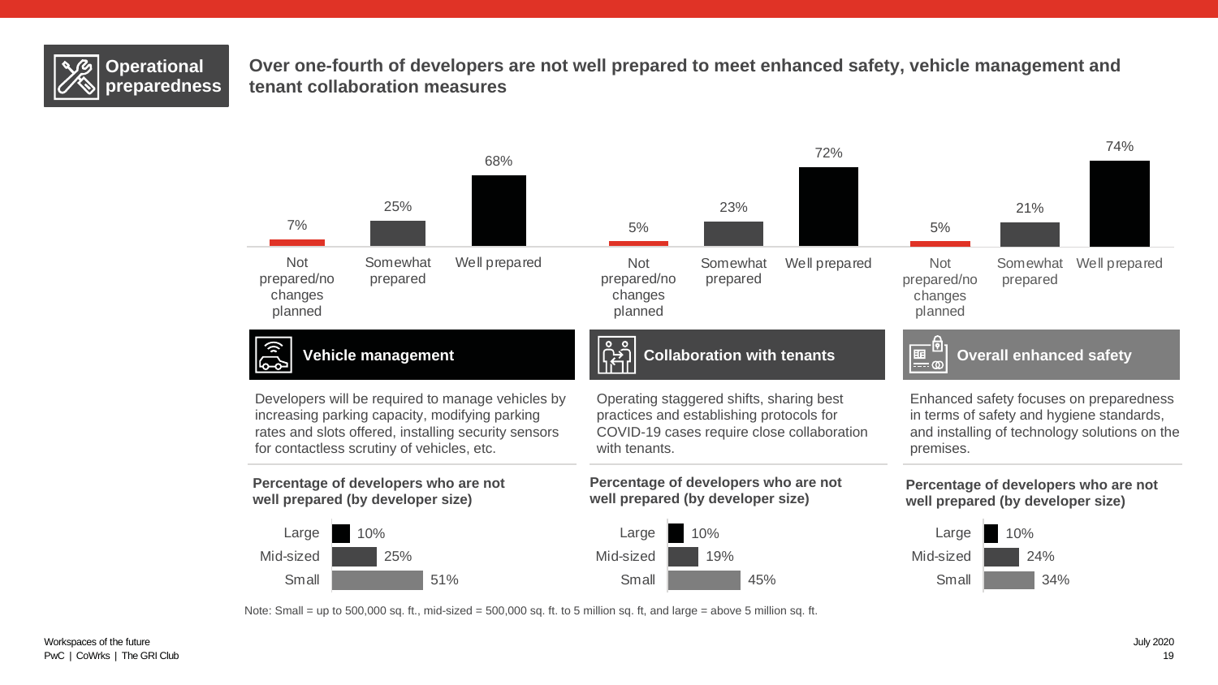## Operational preparedness

### Over one-fourth of developers are not well prepared to meet enhanced safety, vehicle management and tenant collaboration measures

#### Vehicle management

| Not prepared/no changes planned | Somewhat prepared | Well prepared |
|---|---|---|
| 7% | 25% | 68% |

Developers will be required to manage vehicles by increasing parking capacity, modifying parking rates and slots offered, installing security sensors for contactless scrutiny of vehicles, etc.

**Percentage of developers who are not well prepared (by developer size)**

| Developer size | % |
|---|---|
| Large | 10% |
| Mid-sized | 25% |
| Small | 51% |

#### Collaboration with tenants

| Not prepared/no changes planned | Somewhat prepared | Well prepared |
|---|---|---|
| 5% | 23% | 72% |

Operating staggered shifts, sharing best practices and establishing protocols for COVID-19 cases require close collaboration with tenants.

**Percentage of developers who are not well prepared (by developer size)**

| Developer size | % |
|---|---|
| Large | 10% |
| Mid-sized | 19% |
| Small | 45% |

#### Overall enhanced safety

| Not prepared/no changes planned | Somewhat prepared | Well prepared |
|---|---|---|
| 5% | 21% | 74% |

Enhanced safety focuses on preparedness in terms of safety and hygiene standards, and installing of technology solutions on the premises.

**Percentage of developers who are not well prepared (by developer size)**

| Developer size | % |
|---|---|
| Large | 10% |
| Mid-sized | 24% |
| Small | 34% |

Note: Small = up to 500,000 sq. ft., mid-sized = 500,000 sq. ft. to 5 million sq. ft, and large = above 5 million sq. ft.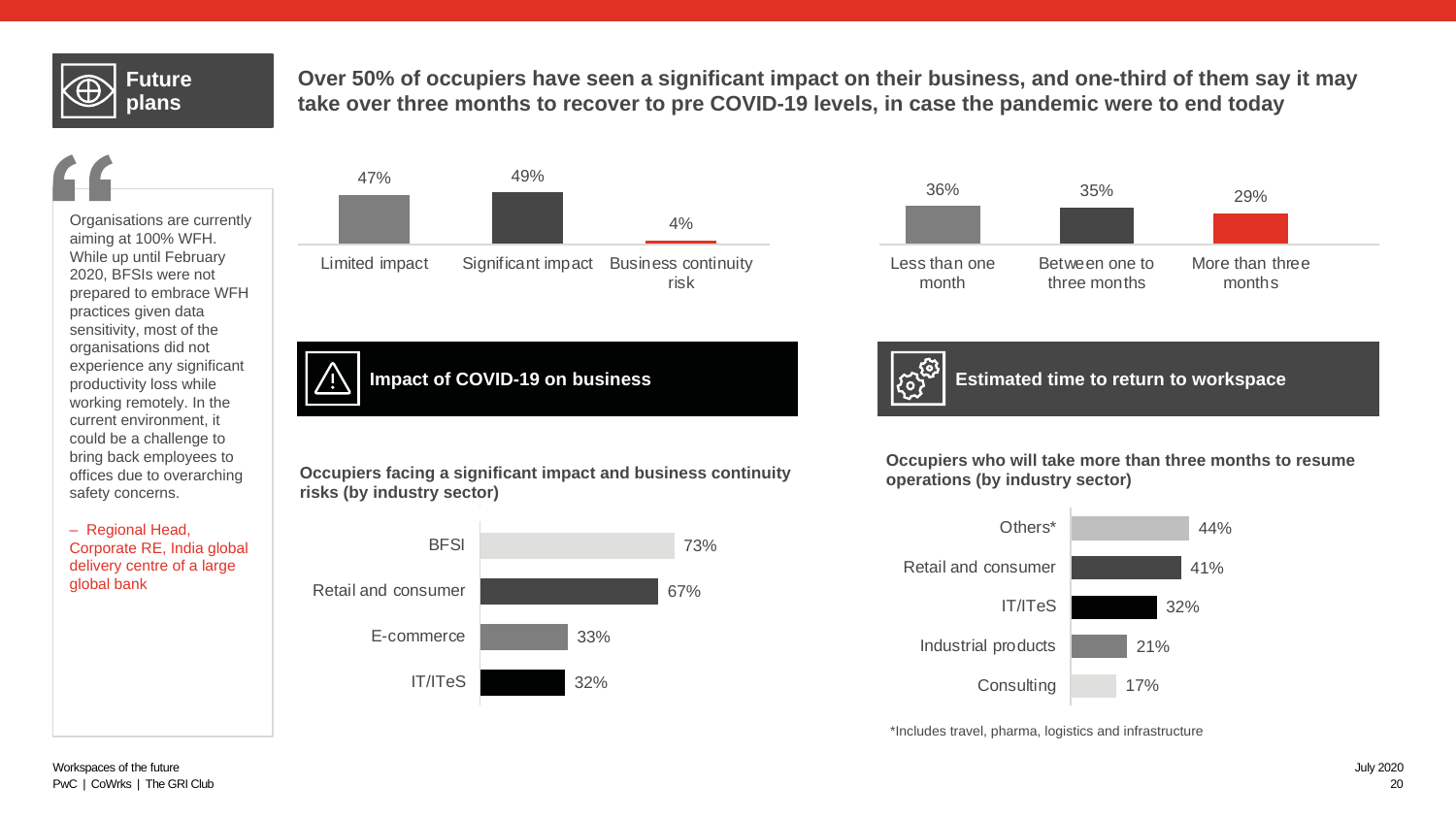## Future plans

**Over 50% of occupiers have seen a significant impact on their business, and one-third of them say it may take over three months to recover to pre COVID-19 levels, in case the pandemic were to end today**

> Organisations are currently aiming at 100% WFH. While up until February 2020, BFSIs were not prepared to embrace WFH practices given data sensitivity, most of the organisations did not experience any significant productivity loss while working remotely. In the current environment, it could be a challenge to bring back employees to offices due to overarching safety concerns.
>
> – Regional Head, Corporate RE, India global delivery centre of a large global bank

### Impact of COVID-19 on business

| Limited impact | Significant impact | Business continuity risk |
|---|---|---|
| 47% | 49% | 4% |

**Occupiers facing a significant impact and business continuity risks (by industry sector)**

| Sector | % |
|---|---|
| BFSI | 73% |
| Retail and consumer | 67% |
| E-commerce | 33% |
| IT/ITeS | 32% |

### Estimated time to return to workspace

| Less than one month | Between one to three months | More than three months |
|---|---|---|
| 36% | 35% | 29% |

**Occupiers who will take more than three months to resume operations (by industry sector)**

| Sector | % |
|---|---|
| Others* | 44% |
| Retail and consumer | 41% |
| IT/ITeS | 32% |
| Industrial products | 21% |
| Consulting | 17% |

*Includes travel, pharma, logistics and infrastructure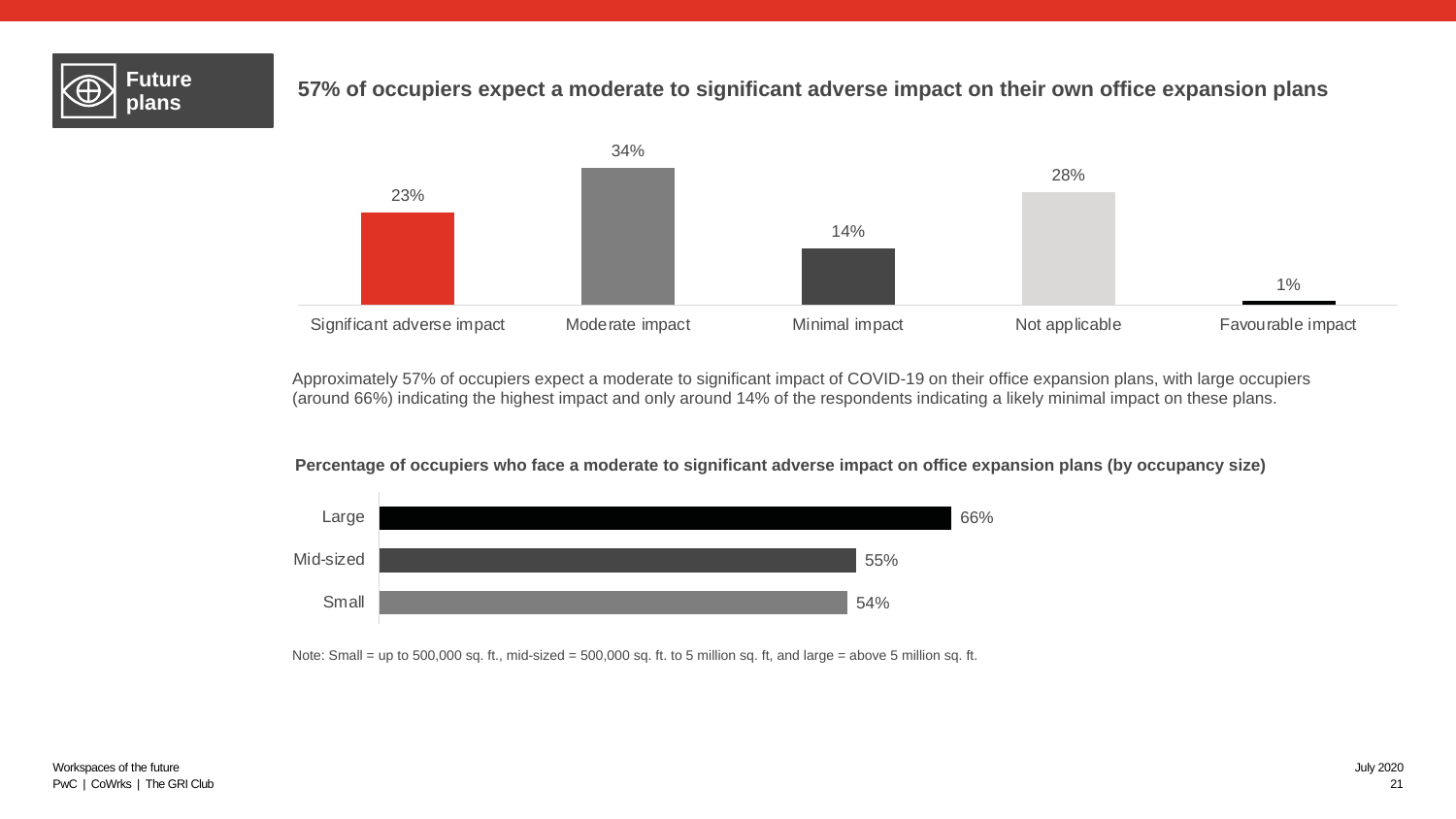**Future plans**

## 57% of occupiers expect a moderate to significant adverse impact on their own office expansion plans

| Significant adverse impact | Moderate impact | Minimal impact | Not applicable | Favourable impact |
|---|---|---|---|---|
| 23% | 34% | 14% | 28% | 1% |

Approximately 57% of occupiers expect a moderate to significant impact of COVID-19 on their office expansion plans, with large occupiers (around 66%) indicating the highest impact and only around 14% of the respondents indicating a likely minimal impact on these plans.

**Percentage of occupiers who face a moderate to significant adverse impact on office expansion plans (by occupancy size)**

| Occupancy size | Percentage |
|---|---|
| Large | 66% |
| Mid-sized | 55% |
| Small | 54% |

Note: Small = up to 500,000 sq. ft., mid-sized = 500,000 sq. ft. to 5 million sq. ft, and large = above 5 million sq. ft.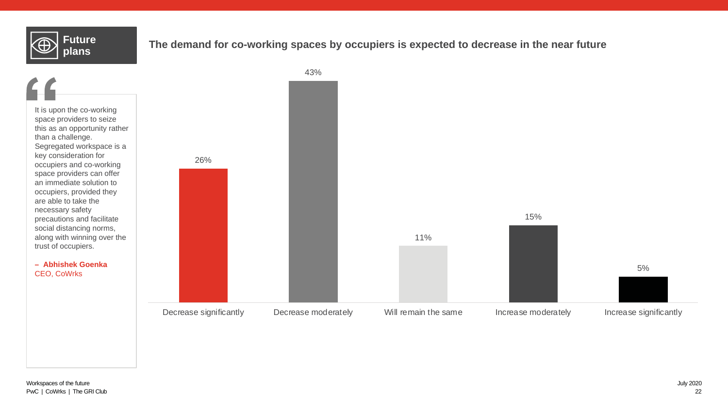**Future plans**

## The demand for co-working spaces by occupiers is expected to decrease in the near future

> It is upon the co-working space providers to seize this as an opportunity rather than a challenge. Segregated workspace is a key consideration for occupiers and co-working space providers can offer an immediate solution to occupiers, provided they are able to take the necessary safety precautions and facilitate social distancing norms, along with winning over the trust of occupiers.
>
> **– Abhishek Goenka**
> CEO, CoWrks

| Decrease significantly | Decrease moderately | Will remain the same | Increase moderately | Increase significantly |
|---|---|---|---|---|
| 26% | 43% | 11% | 15% | 5% |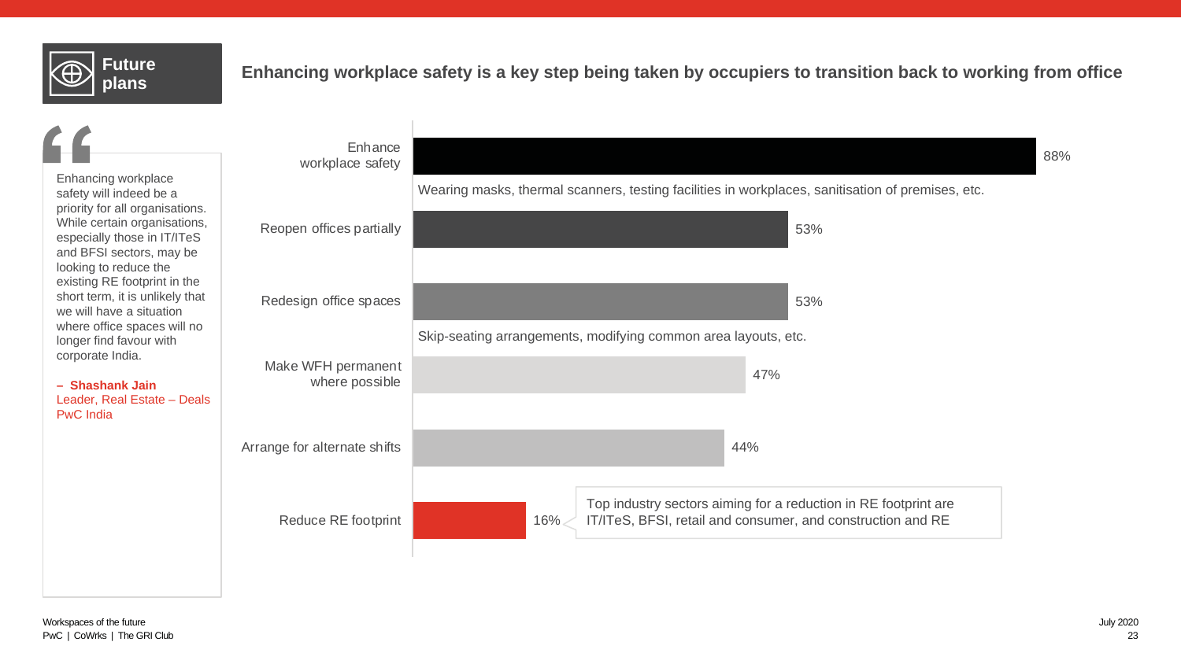## Future plans

### Enhancing workplace safety is a key step being taken by occupiers to transition back to working from office

> Enhancing workplace safety will indeed be a priority for all organisations. While certain organisations, especially those in IT/ITeS and BFSI sectors, may be looking to reduce the existing RE footprint in the short term, it is unlikely that we will have a situation where office spaces will no longer find favour with corporate India.
>
> **– Shashank Jain**
> Leader, Real Estate – Deals
> PwC India

| Step | Share |
| --- | --- |
| Enhance workplace safety | 88% |
| Reopen offices partially | 53% |
| Redesign office spaces | 53% |
| Make WFH permanent where possible | 47% |
| Arrange for alternate shifts | 44% |
| Reduce RE footprint | 16% |

Enhance workplace safety: Wearing masks, thermal scanners, testing facilities in workplaces, sanitisation of premises, etc.

Redesign office spaces: Skip-seating arrangements, modifying common area layouts, etc.

Reduce RE footprint: Top industry sectors aiming for a reduction in RE footprint are IT/ITeS, BFSI, retail and consumer, and construction and RE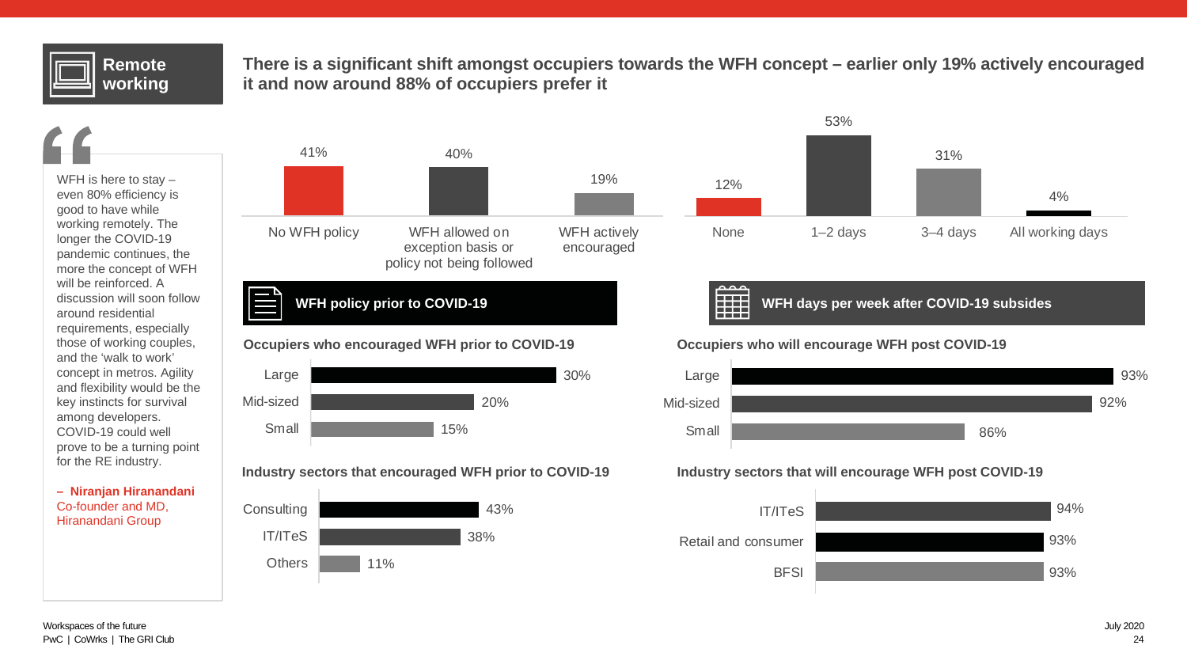## Remote working

## There is a significant shift amongst occupiers towards the WFH concept – earlier only 19% actively encouraged it and now around 88% of occupiers prefer it

> WFH is here to stay – even 80% efficiency is good to have while working remotely. The longer the COVID-19 pandemic continues, the more the concept of WFH will be reinforced. A discussion will soon follow around residential requirements, especially those of working couples, and the 'walk to work' concept in metros. Agility and flexibility would be the key instincts for survival among developers. COVID-19 could well prove to be a turning point for the RE industry.
>
> **– Niranjan Hiranandani**
> Co-founder and MD, Hiranandani Group

### WFH policy prior to COVID-19

| No WFH policy | WFH allowed on exception basis or policy not being followed | WFH actively encouraged |
|---|---|---|
| 41% | 40% | 19% |

### WFH days per week after COVID-19 subsides

| None | 1–2 days | 3–4 days | All working days |
|---|---|---|---|
| 12% | 53% | 31% | 4% |

**Occupiers who encouraged WFH prior to COVID-19**

| Occupier size | % |
|---|---|
| Large | 30% |
| Mid-sized | 20% |
| Small | 15% |

**Occupiers who will encourage WFH post COVID-19**

| Occupier size | % |
|---|---|
| Large | 93% |
| Mid-sized | 92% |
| Small | 86% |

**Industry sectors that encouraged WFH prior to COVID-19**

| Sector | % |
|---|---|
| Consulting | 43% |
| IT/ITeS | 38% |
| Others | 11% |

**Industry sectors that will encourage WFH post COVID-19**

| Sector | % |
|---|---|
| IT/ITeS | 94% |
| Retail and consumer | 93% |
| BFSI | 93% |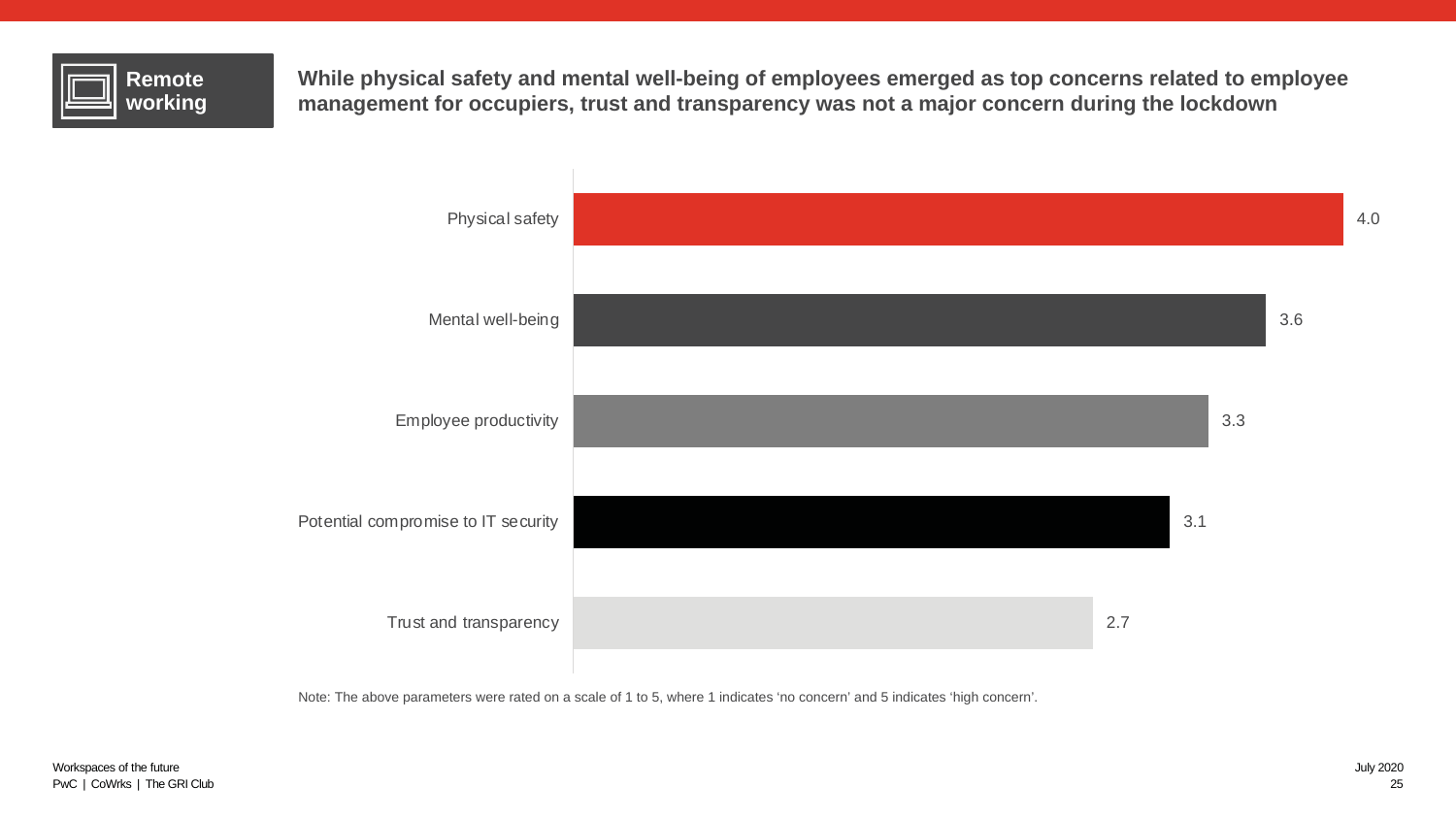**Remote working**

## While physical safety and mental well-being of employees emerged as top concerns related to employee management for occupiers, trust and transparency was not a major concern during the lockdown

| Parameter | Rating |
| --- | --- |
| Physical safety | 4.0 |
| Mental well-being | 3.6 |
| Employee productivity | 3.3 |
| Potential compromise to IT security | 3.1 |
| Trust and transparency | 2.7 |

Note: The above parameters were rated on a scale of 1 to 5, where 1 indicates 'no concern' and 5 indicates 'high concern'.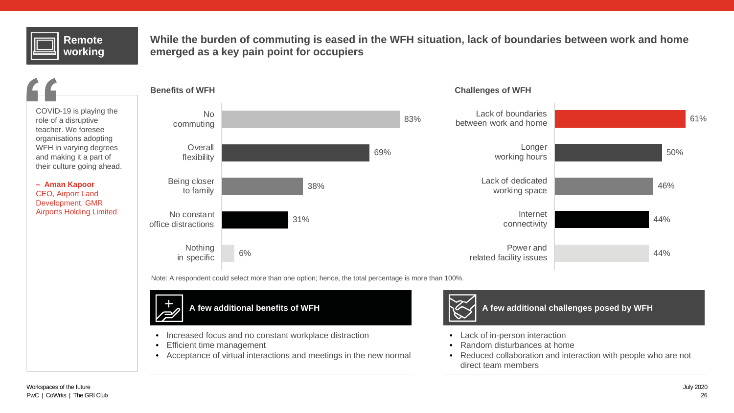**Remote working**

## While the burden of commuting is eased in the WFH situation, lack of boundaries between work and home emerged as a key pain point for occupiers

> COVID-19 is playing the role of a disruptive teacher. We foresee organisations adopting WFH in varying degrees and making it a part of their culture going ahead.
>
> **– Aman Kapoor**
> CEO, Airport Land Development, GMR Airports Holding Limited

### Benefits of WFH

| Benefit | % |
|---|---|
| No commuting | 83% |
| Overall flexibility | 69% |
| Being closer to family | 38% |
| No constant office distractions | 31% |
| Nothing in specific | 6% |

### Challenges of WFH

| Challenge | % |
|---|---|
| Lack of boundaries between work and home | 61% |
| Longer working hours | 50% |
| Lack of dedicated working space | 46% |
| Internet connectivity | 44% |
| Power and related facility issues | 44% |

Note: A respondent could select more than one option; hence, the total percentage is more than 100%.

### A few additional benefits of WFH

- Increased focus and no constant workplace distraction
- Efficient time management
- Acceptance of virtual interactions and meetings in the new normal

### A few additional challenges posed by WFH

- Lack of in-person interaction
- Random disturbances at home
- Reduced collaboration and interaction with people who are not direct team members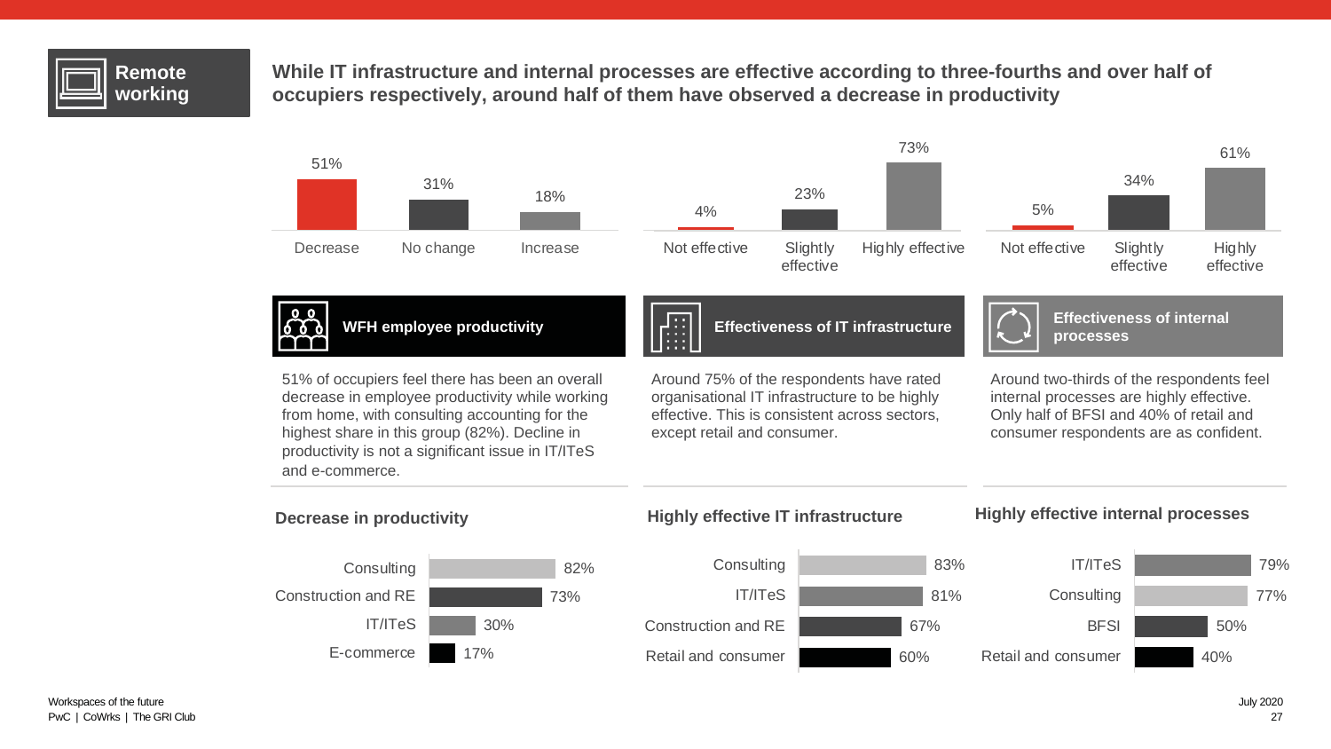**Remote working**

## While IT infrastructure and internal processes are effective according to three-fourths and over half of occupiers respectively, around half of them have observed a decrease in productivity

| Decrease | No change | Increase |
|---|---|---|
| 51% | 31% | 18% |

| Not effective | Slightly effective | Highly effective |
|---|---|---|
| 4% | 23% | 73% |

| Not effective | Slightly effective | Highly effective |
|---|---|---|
| 5% | 34% | 61% |

### WFH employee productivity

51% of occupiers feel there has been an overall decrease in employee productivity while working from home, with consulting accounting for the highest share in this group (82%). Decline in productivity is not a significant issue in IT/ITeS and e-commerce.

### Effectiveness of IT infrastructure

Around 75% of the respondents have rated organisational IT infrastructure to be highly effective. This is consistent across sectors, except retail and consumer.

### Effectiveness of internal processes

Around two-thirds of the respondents feel internal processes are highly effective. Only half of BFSI and 40% of retail and consumer respondents are as confident.

### Decrease in productivity

| Sector | % |
|---|---|
| Consulting | 82% |
| Construction and RE | 73% |
| IT/ITeS | 30% |
| E-commerce | 17% |

### Highly effective IT infrastructure

| Sector | % |
|---|---|
| Consulting | 83% |
| IT/ITeS | 81% |
| Construction and RE | 67% |
| Retail and consumer | 60% |

### Highly effective internal processes

| Sector | % |
|---|---|
| IT/ITeS | 79% |
| Consulting | 77% |
| BFSI | 50% |
| Retail and consumer | 40% |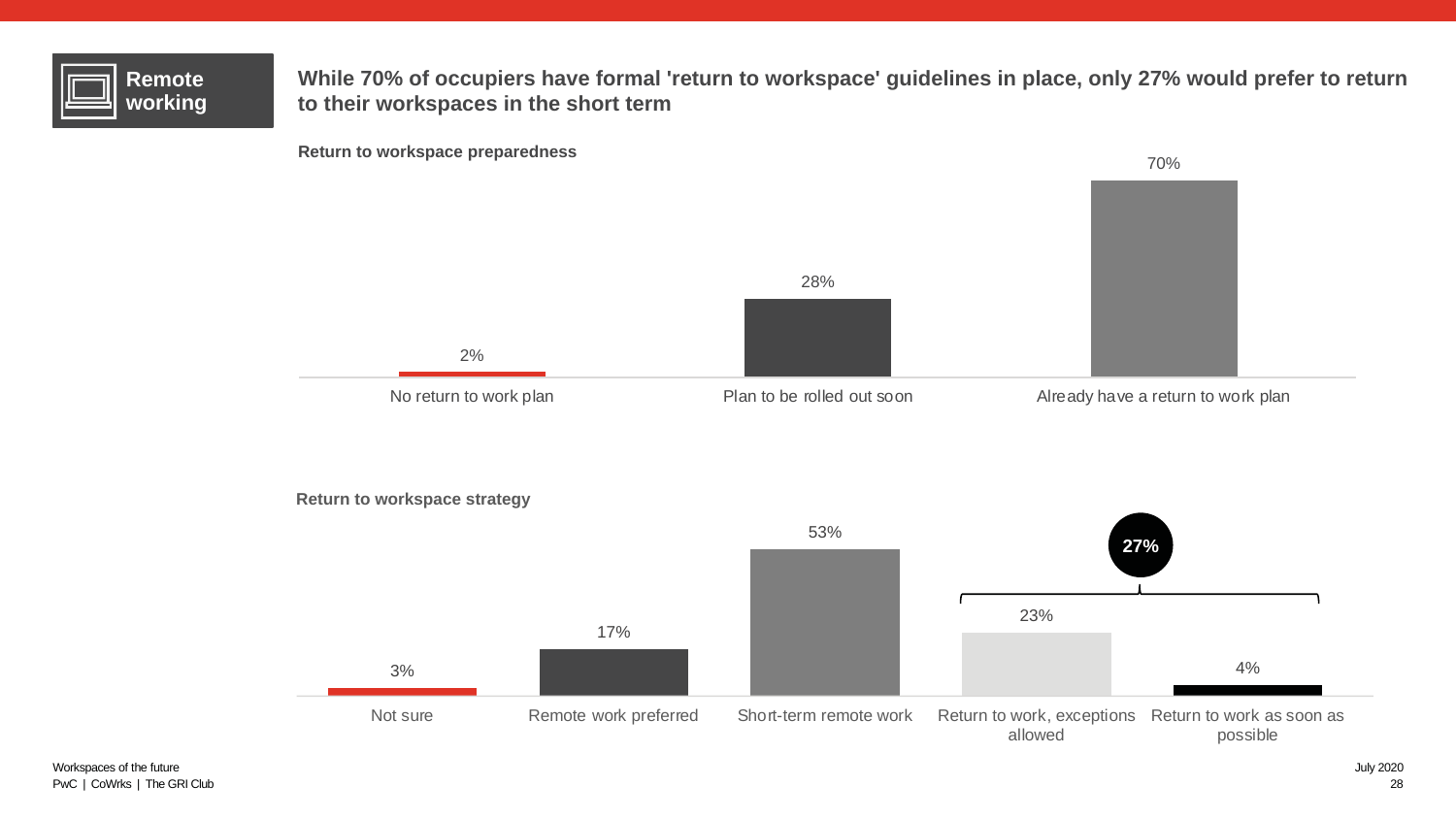**Remote working**

## While 70% of occupiers have formal 'return to workspace' guidelines in place, only 27% would prefer to return to their workspaces in the short term

**Return to workspace preparedness**

| Response | % |
| --- | --- |
| No return to work plan | 2% |
| Plan to be rolled out soon | 28% |
| Already have a return to work plan | 70% |

**Return to workspace strategy**

| Response | % |
| --- | --- |
| Not sure | 3% |
| Remote work preferred | 17% |
| Short-term remote work | 53% |
| Return to work, exceptions allowed | 23% |
| Return to work as soon as possible | 4% |

27% (Return to work, exceptions allowed + Return to work as soon as possible)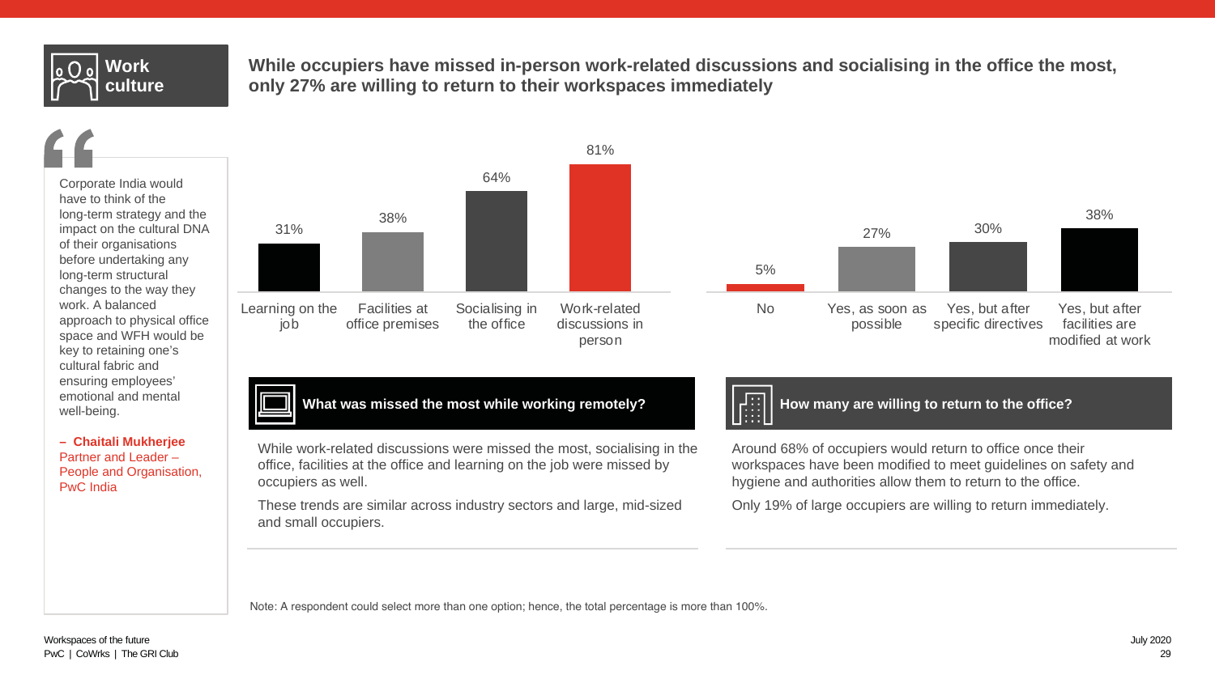## Work culture

### While occupiers have missed in-person work-related discussions and socialising in the office the most, only 27% are willing to return to their workspaces immediately

> Corporate India would have to think of the long-term strategy and the impact on the cultural DNA of their organisations before undertaking any long-term structural changes to the way they work. A balanced approach to physical office space and WFH would be key to retaining one's cultural fabric and ensuring employees' emotional and mental well-being.
>
> **– Chaitali Mukherjee**
> Partner and Leader – People and Organisation, PwC India

| Learning on the job | Facilities at office premises | Socialising in the office | Work-related discussions in person |
|---|---|---|---|
| 31% | 38% | 64% | 81% |

#### What was missed the most while working remotely?

While work-related discussions were missed the most, socialising in the office, facilities at the office and learning on the job were missed by occupiers as well.

These trends are similar across industry sectors and large, mid-sized and small occupiers.

| No | Yes, as soon as possible | Yes, but after specific directives | Yes, but after facilities are modified at work |
|---|---|---|---|
| 5% | 27% | 30% | 38% |

#### How many are willing to return to the office?

Around 68% of occupiers would return to office once their workspaces have been modified to meet guidelines on safety and hygiene and authorities allow them to return to the office.

Only 19% of large occupiers are willing to return immediately.

Note: A respondent could select more than one option; hence, the total percentage is more than 100%.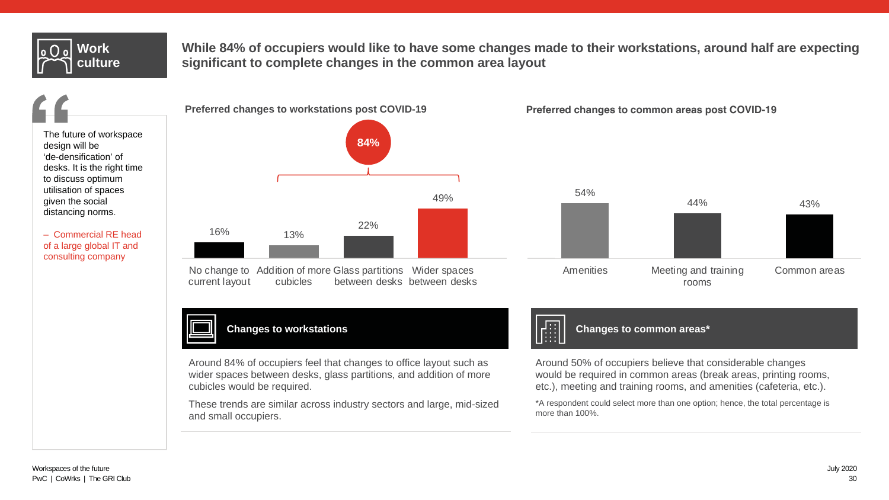## Work culture

# While 84% of occupiers would like to have some changes made to their workstations, around half are expecting significant to complete changes in the common area layout

> The future of workspace design will be 'de-densification' of desks. It is the right time to discuss optimum utilisation of spaces given the social distancing norms.
>
> – Commercial RE head of a large global IT and consulting company

### Preferred changes to workstations post COVID-19

84% (Addition of more cubicles, Glass partitions between desks, Wider spaces between desks)

| Change | % |
|---|---|
| No change to current layout | 16% |
| Addition of more cubicles | 13% |
| Glass partitions between desks | 22% |
| Wider spaces between desks | 49% |

### Preferred changes to common areas post COVID-19

| Area | % |
|---|---|
| Amenities | 54% |
| Meeting and training rooms | 44% |
| Common areas | 43% |

### Changes to workstations

Around 84% of occupiers feel that changes to office layout such as wider spaces between desks, glass partitions, and addition of more cubicles would be required.

These trends are similar across industry sectors and large, mid-sized and small occupiers.

### Changes to common areas*

Around 50% of occupiers believe that considerable changes would be required in common areas (break areas, printing rooms, etc.), meeting and training rooms, and amenities (cafeteria, etc.).

*A respondent could select more than one option; hence, the total percentage is more than 100%.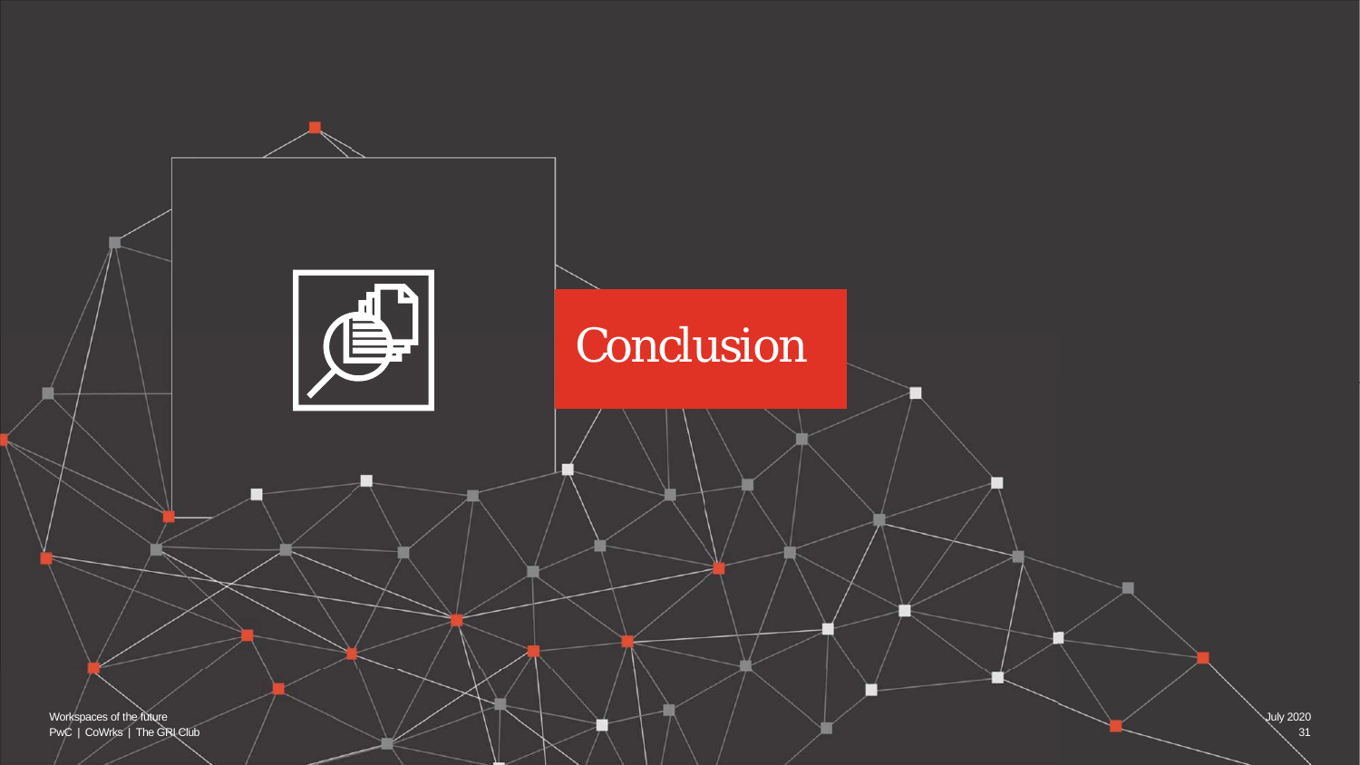# Conclusion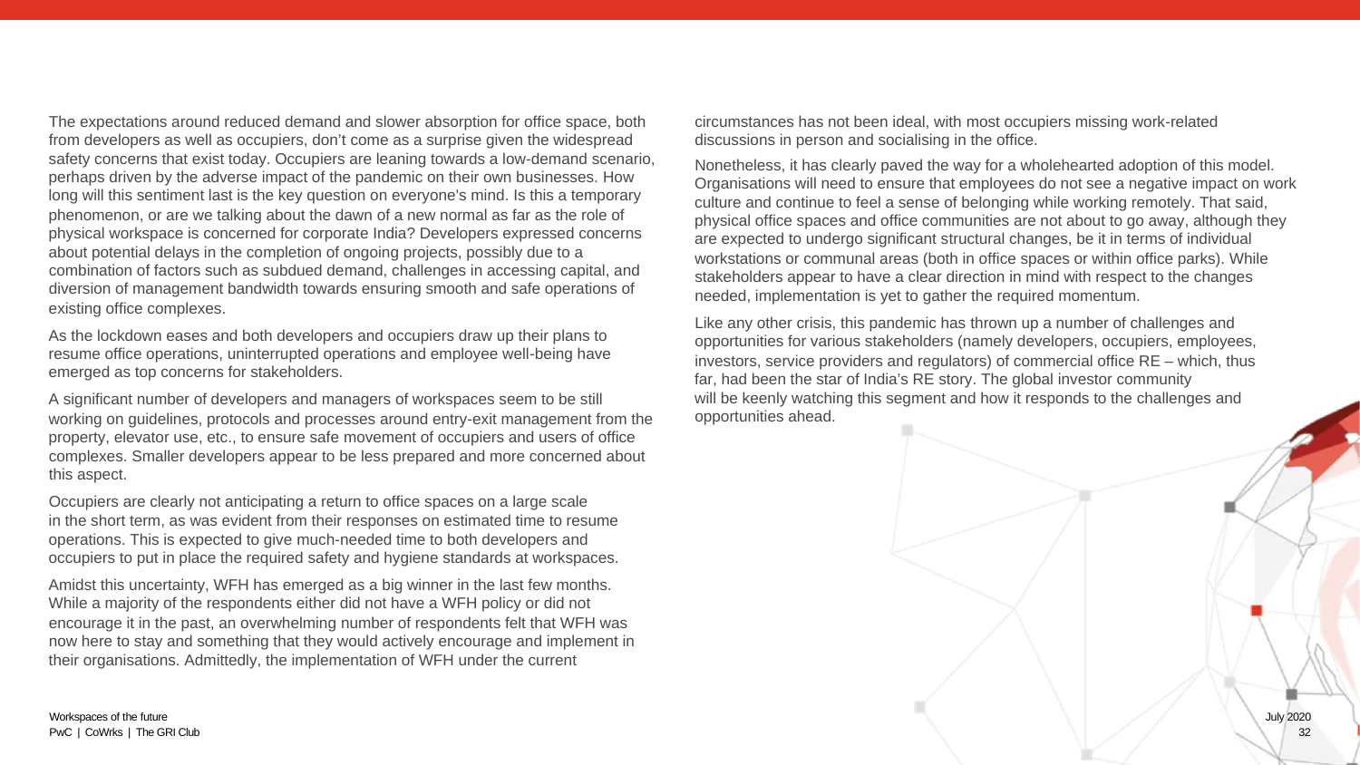The expectations around reduced demand and slower absorption for office space, both from developers as well as occupiers, don't come as a surprise given the widespread safety concerns that exist today. Occupiers are leaning towards a low-demand scenario, perhaps driven by the adverse impact of the pandemic on their own businesses. How long will this sentiment last is the key question on everyone's mind. Is this a temporary phenomenon, or are we talking about the dawn of a new normal as far as the role of physical workspace is concerned for corporate India? Developers expressed concerns about potential delays in the completion of ongoing projects, possibly due to a combination of factors such as subdued demand, challenges in accessing capital, and diversion of management bandwidth towards ensuring smooth and safe operations of existing office complexes.

As the lockdown eases and both developers and occupiers draw up their plans to resume office operations, uninterrupted operations and employee well-being have emerged as top concerns for stakeholders.

A significant number of developers and managers of workspaces seem to be still working on guidelines, protocols and processes around entry-exit management from the property, elevator use, etc., to ensure safe movement of occupiers and users of office complexes. Smaller developers appear to be less prepared and more concerned about this aspect.

Occupiers are clearly not anticipating a return to office spaces on a large scale in the short term, as was evident from their responses on estimated time to resume operations. This is expected to give much-needed time to both developers and occupiers to put in place the required safety and hygiene standards at workspaces.

Amidst this uncertainty, WFH has emerged as a big winner in the last few months. While a majority of the respondents either did not have a WFH policy or did not encourage it in the past, an overwhelming number of respondents felt that WFH was now here to stay and something that they would actively encourage and implement in their organisations. Admittedly, the implementation of WFH under the current circumstances has not been ideal, with most occupiers missing work-related discussions in person and socialising in the office.

Nonetheless, it has clearly paved the way for a wholehearted adoption of this model. Organisations will need to ensure that employees do not see a negative impact on work culture and continue to feel a sense of belonging while working remotely. That said, physical office spaces and office communities are not about to go away, although they are expected to undergo significant structural changes, be it in terms of individual workstations or communal areas (both in office spaces or within office parks). While stakeholders appear to have a clear direction in mind with respect to the changes needed, implementation is yet to gather the required momentum.

Like any other crisis, this pandemic has thrown up a number of challenges and opportunities for various stakeholders (namely developers, occupiers, employees, investors, service providers and regulators) of commercial office RE – which, thus far, had been the star of India's RE story. The global investor community will be keenly watching this segment and how it responds to the challenges and opportunities ahead.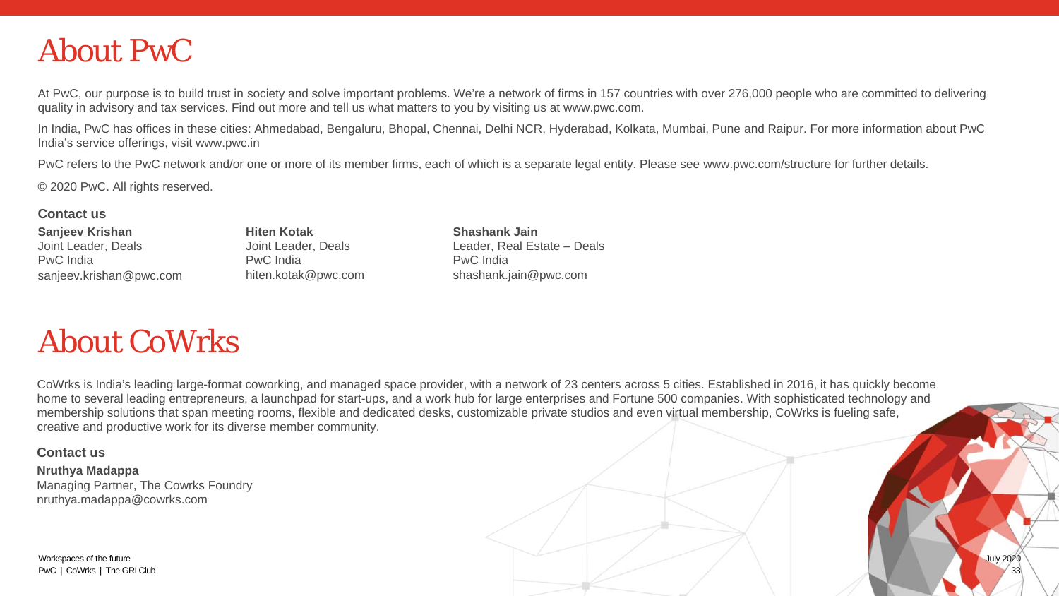# About PwC

At PwC, our purpose is to build trust in society and solve important problems. We're a network of firms in 157 countries with over 276,000 people who are committed to delivering quality in advisory and tax services. Find out more and tell us what matters to you by visiting us at www.pwc.com.

In India, PwC has offices in these cities: Ahmedabad, Bengaluru, Bhopal, Chennai, Delhi NCR, Hyderabad, Kolkata, Mumbai, Pune and Raipur. For more information about PwC India's service offerings, visit www.pwc.in

PwC refers to the PwC network and/or one or more of its member firms, each of which is a separate legal entity. Please see www.pwc.com/structure for further details.

© 2020 PwC. All rights reserved.

### Contact us

**Sanjeev Krishan**
Joint Leader, Deals
PwC India
sanjeev.krishan@pwc.com

**Hiten Kotak**
Joint Leader, Deals
PwC India
hiten.kotak@pwc.com

**Shashank Jain**
Leader, Real Estate – Deals
PwC India
shashank.jain@pwc.com

# About CoWrks

CoWrks is India's leading large-format coworking, and managed space provider, with a network of 23 centers across 5 cities. Established in 2016, it has quickly become home to several leading entrepreneurs, a launchpad for start-ups, and a work hub for large enterprises and Fortune 500 companies. With sophisticated technology and membership solutions that span meeting rooms, flexible and dedicated desks, customizable private studios and even virtual membership, CoWrks is fueling safe, creative and productive work for its diverse member community.

### Contact us

**Nruthya Madappa**
Managing Partner, The Cowrks Foundry
nruthya.madappa@cowrks.com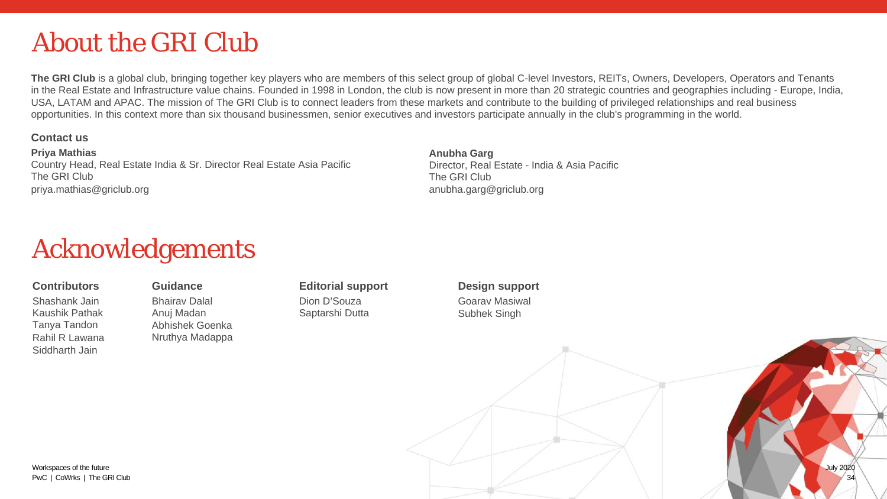# About the GRI Club

**The GRI Club** is a global club, bringing together key players who are members of this select group of global C-level Investors, REITs, Owners, Developers, Operators and Tenants in the Real Estate and Infrastructure value chains. Founded in 1998 in London, the club is now present in more than 20 strategic countries and geographies including - Europe, India, USA, LATAM and APAC. The mission of The GRI Club is to connect leaders from these markets and contribute to the building of privileged relationships and real business opportunities. In this context more than six thousand businessmen, senior executives and investors participate annually in the club's programming in the world.

### Contact us

**Priya Mathias**
Country Head, Real Estate India & Sr. Director Real Estate Asia Pacific
The GRI Club
priya.mathias@griclub.org

**Anubha Garg**
Director, Real Estate - India & Asia Pacific
The GRI Club
anubha.garg@griclub.org

# Acknowledgements

**Contributors**
Shashank Jain
Kaushik Pathak
Tanya Tandon
Rahil R Lawana
Siddharth Jain

**Guidance**
Bhairav Dalal
Anuj Madan
Abhishek Goenka
Nruthya Madappa

**Editorial support**
Dion D'Souza
Saptarshi Dutta

**Design support**
Goarav Masiwal
Subhek Singh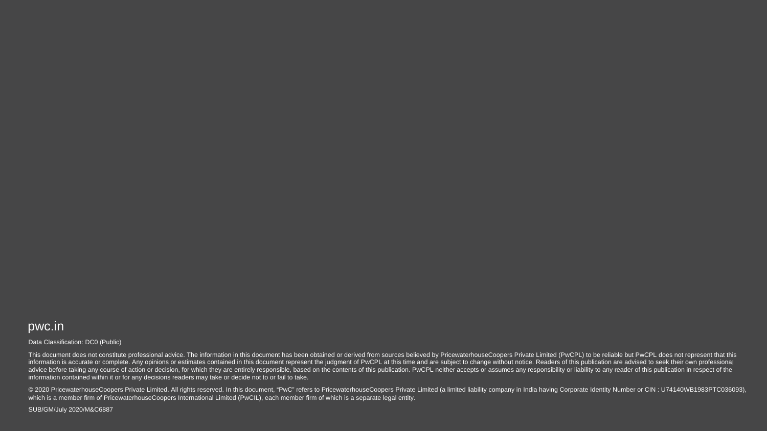pwc.in

Data Classification: DC0 (Public)

This document does not constitute professional advice. The information in this document has been obtained or derived from sources believed by PricewaterhouseCoopers Private Limited (PwCPL) to be reliable but PwCPL does not represent that this information is accurate or complete. Any opinions or estimates contained in this document represent the judgment of PwCPL at this time and are subject to change without notice. Readers of this publication are advised to seek their own professional advice before taking any course of action or decision, for which they are entirely responsible, based on the contents of this publication. PwCPL neither accepts or assumes any responsibility or liability to any reader of this publication in respect of the information contained within it or for any decisions readers may take or decide not to or fail to take.

© 2020 PricewaterhouseCoopers Private Limited. All rights reserved. In this document, "PwC" refers to PricewaterhouseCoopers Private Limited (a limited liability company in India having Corporate Identity Number or CIN : U74140WB1983PTC036093), which is a member firm of PricewaterhouseCoopers International Limited (PwCIL), each member firm of which is a separate legal entity.

SUB/GM/July 2020/M&C6887